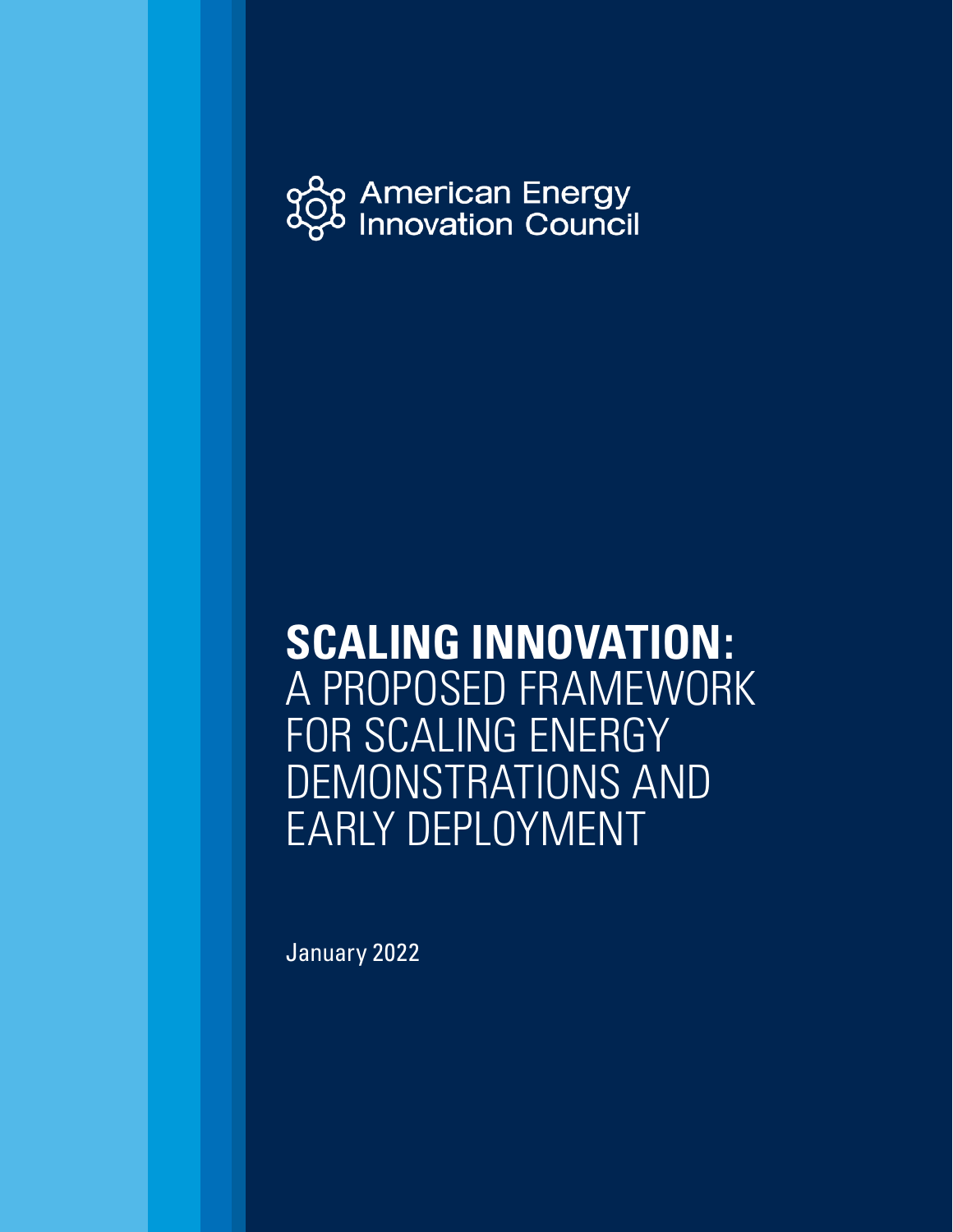American Energy Innovation Council

# SCALING INNOVATION: A PROPOSED FRAMEWORK FOR SCALING ENERGY DEMONSTRATIONS AND EARLY DEPLOYMENT

January 2022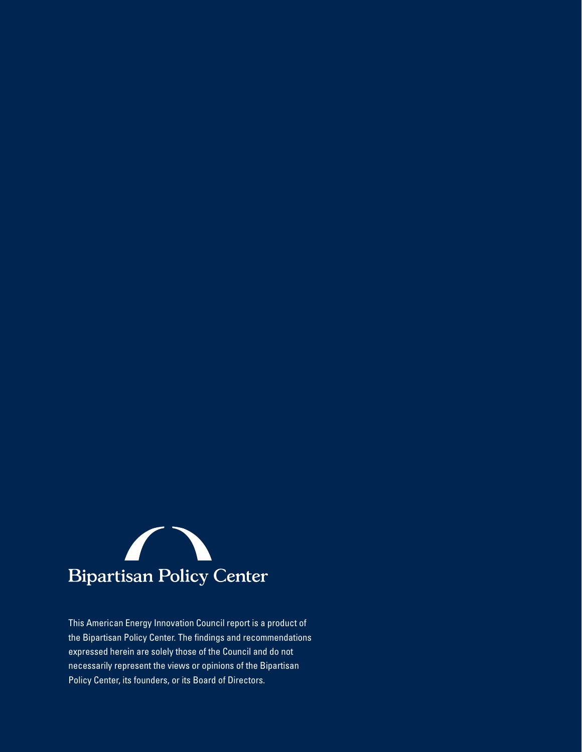Bipartisan Policy Center

This American Energy Innovation Council report is a product of the Bipartisan Policy Center. The findings and recommendations expressed herein are solely those of the Council and do not necessarily represent the views or opinions of the Bipartisan Policy Center, its founders, or its Board of Directors.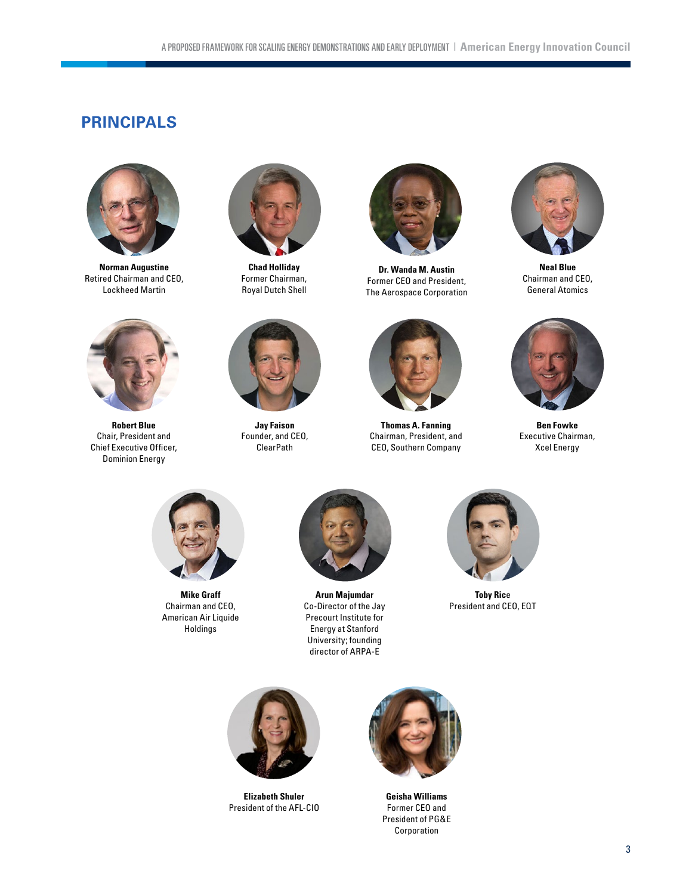## PRINCIPALS

**Norman Augustine**
Retired Chairman and CEO, Lockheed Martin

**Chad Holliday**
Former Chairman, Royal Dutch Shell

**Dr. Wanda M. Austin**
Former CEO and President, The Aerospace Corporation

**Neal Blue**
Chairman and CEO, General Atomics

**Robert Blue**
Chair, President and Chief Executive Officer, Dominion Energy

**Jay Faison**
Founder, and CEO, ClearPath

**Thomas A. Fanning**
Chairman, President, and CEO, Southern Company

**Ben Fowke**
Executive Chairman, Xcel Energy

**Mike Graff**
Chairman and CEO, American Air Liquide Holdings

**Arun Majumdar**
Co-Director of the Jay Precourt Institute for Energy at Stanford University; founding director of ARPA-E

**Toby Rice**
President and CEO, EQT

**Elizabeth Shuler**
President of the AFL-CIO

**Geisha Williams**
Former CEO and President of PG&E Corporation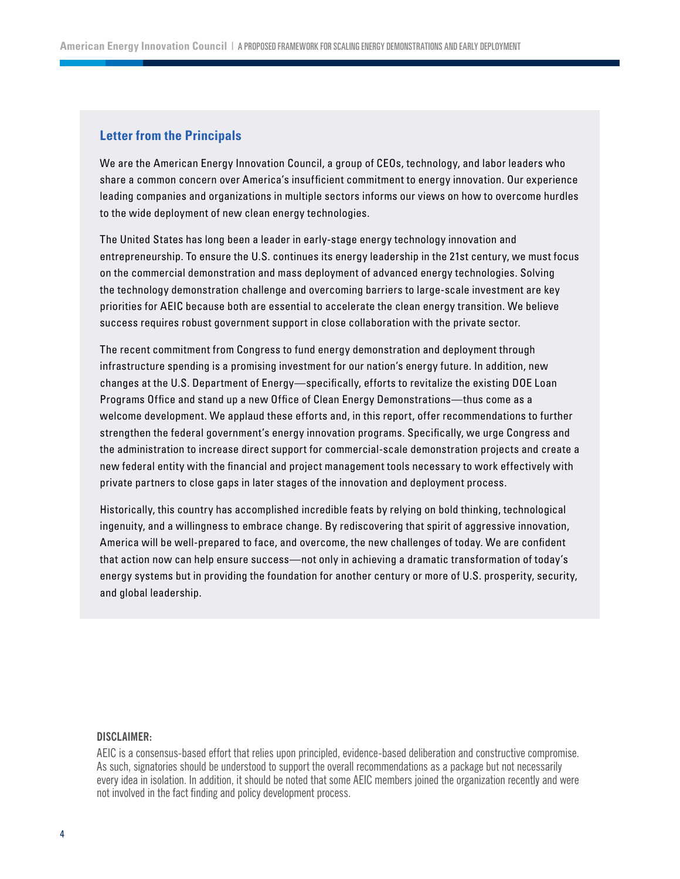## Letter from the Principals

We are the American Energy Innovation Council, a group of CEOs, technology, and labor leaders who share a common concern over America's insufficient commitment to energy innovation. Our experience leading companies and organizations in multiple sectors informs our views on how to overcome hurdles to the wide deployment of new clean energy technologies.

The United States has long been a leader in early-stage energy technology innovation and entrepreneurship. To ensure the U.S. continues its energy leadership in the 21st century, we must focus on the commercial demonstration and mass deployment of advanced energy technologies. Solving the technology demonstration challenge and overcoming barriers to large-scale investment are key priorities for AEIC because both are essential to accelerate the clean energy transition. We believe success requires robust government support in close collaboration with the private sector.

The recent commitment from Congress to fund energy demonstration and deployment through infrastructure spending is a promising investment for our nation's energy future. In addition, new changes at the U.S. Department of Energy—specifically, efforts to revitalize the existing DOE Loan Programs Office and stand up a new Office of Clean Energy Demonstrations—thus come as a welcome development. We applaud these efforts and, in this report, offer recommendations to further strengthen the federal government's energy innovation programs. Specifically, we urge Congress and the administration to increase direct support for commercial-scale demonstration projects and create a new federal entity with the financial and project management tools necessary to work effectively with private partners to close gaps in later stages of the innovation and deployment process.

Historically, this country has accomplished incredible feats by relying on bold thinking, technological ingenuity, and a willingness to embrace change. By rediscovering that spirit of aggressive innovation, America will be well-prepared to face, and overcome, the new challenges of today. We are confident that action now can help ensure success—not only in achieving a dramatic transformation of today's energy systems but in providing the foundation for another century or more of U.S. prosperity, security, and global leadership.

**DISCLAIMER:**

AEIC is a consensus-based effort that relies upon principled, evidence-based deliberation and constructive compromise. As such, signatories should be understood to support the overall recommendations as a package but not necessarily every idea in isolation. In addition, it should be noted that some AEIC members joined the organization recently and were not involved in the fact finding and policy development process.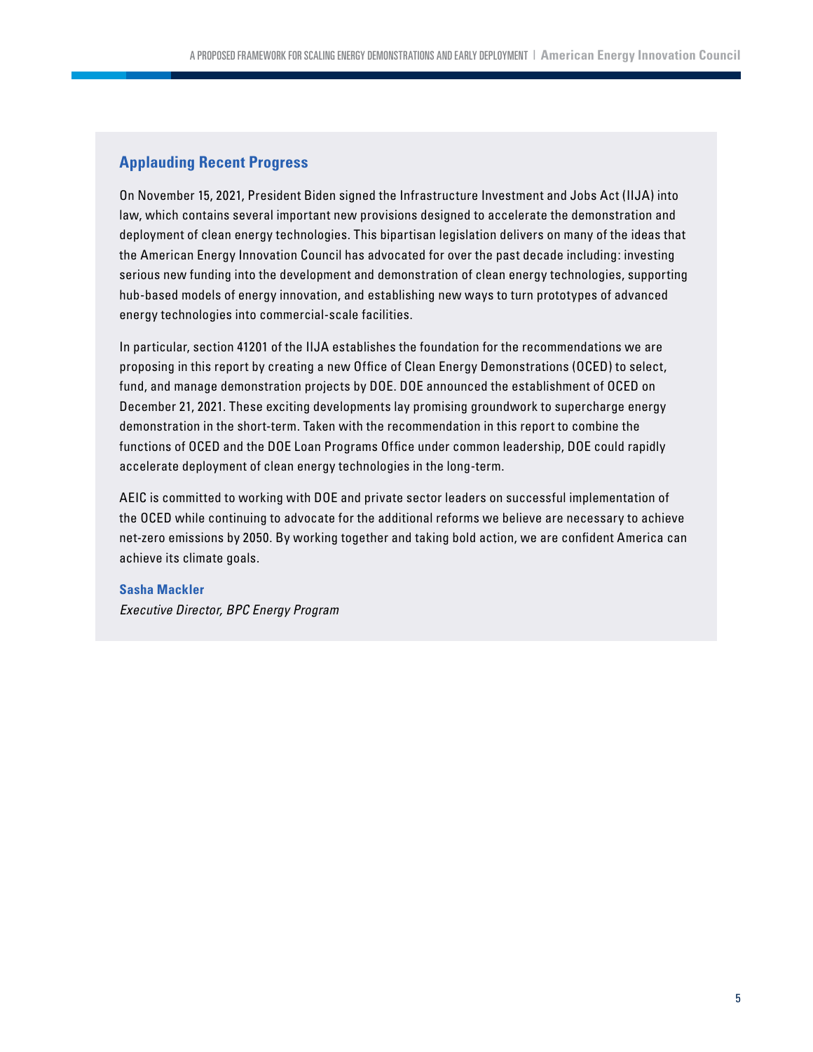## Applauding Recent Progress

On November 15, 2021, President Biden signed the Infrastructure Investment and Jobs Act (IIJA) into law, which contains several important new provisions designed to accelerate the demonstration and deployment of clean energy technologies. This bipartisan legislation delivers on many of the ideas that the American Energy Innovation Council has advocated for over the past decade including: investing serious new funding into the development and demonstration of clean energy technologies, supporting hub-based models of energy innovation, and establishing new ways to turn prototypes of advanced energy technologies into commercial-scale facilities.

In particular, section 41201 of the IIJA establishes the foundation for the recommendations we are proposing in this report by creating a new Office of Clean Energy Demonstrations (OCED) to select, fund, and manage demonstration projects by DOE. DOE announced the establishment of OCED on December 21, 2021. These exciting developments lay promising groundwork to supercharge energy demonstration in the short-term. Taken with the recommendation in this report to combine the functions of OCED and the DOE Loan Programs Office under common leadership, DOE could rapidly accelerate deployment of clean energy technologies in the long-term.

AEIC is committed to working with DOE and private sector leaders on successful implementation of the OCED while continuing to advocate for the additional reforms we believe are necessary to achieve net-zero emissions by 2050. By working together and taking bold action, we are confident America can achieve its climate goals.

**Sasha Mackler**
*Executive Director, BPC Energy Program*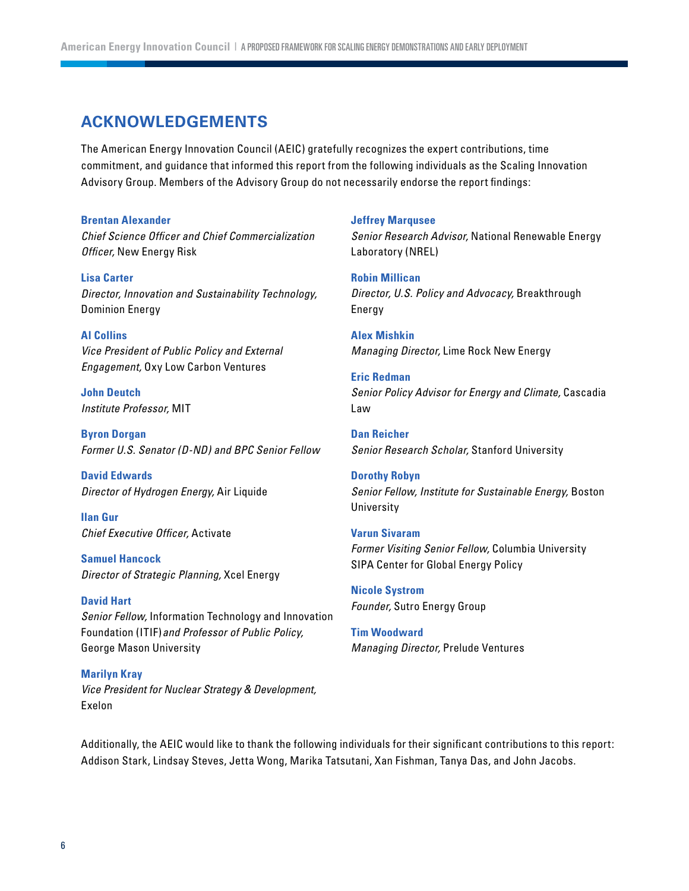## ACKNOWLEDGEMENTS

The American Energy Innovation Council (AEIC) gratefully recognizes the expert contributions, time commitment, and guidance that informed this report from the following individuals as the Scaling Innovation Advisory Group. Members of the Advisory Group do not necessarily endorse the report findings:

**Brentan Alexander**
*Chief Science Officer and Chief Commercialization Officer,* New Energy Risk

**Lisa Carter**
*Director, Innovation and Sustainability Technology,* Dominion Energy

**Al Collins**
*Vice President of Public Policy and External Engagement,* Oxy Low Carbon Ventures

**John Deutch**
*Institute Professor,* MIT

**Byron Dorgan**
*Former U.S. Senator (D-ND) and BPC Senior Fellow*

**David Edwards**
*Director of Hydrogen Energy,* Air Liquide

**Ilan Gur**
*Chief Executive Officer,* Activate

**Samuel Hancock**
*Director of Strategic Planning,* Xcel Energy

**David Hart**
*Senior Fellow,* Information Technology and Innovation Foundation (ITIF) *and Professor of Public Policy,* George Mason University

**Marilyn Kray**
*Vice President for Nuclear Strategy & Development,* Exelon

**Jeffrey Marqusee**
*Senior Research Advisor,* National Renewable Energy Laboratory (NREL)

**Robin Millican**
*Director, U.S. Policy and Advocacy,* Breakthrough Energy

**Alex Mishkin**
*Managing Director,* Lime Rock New Energy

**Eric Redman**
*Senior Policy Advisor for Energy and Climate,* Cascadia Law

**Dan Reicher**
*Senior Research Scholar,* Stanford University

**Dorothy Robyn**
*Senior Fellow, Institute for Sustainable Energy,* Boston University

**Varun Sivaram**
*Former Visiting Senior Fellow,* Columbia University SIPA Center for Global Energy Policy

**Nicole Systrom**
*Founder,* Sutro Energy Group

**Tim Woodward**
*Managing Director,* Prelude Ventures

Additionally, the AEIC would like to thank the following individuals for their significant contributions to this report: Addison Stark, Lindsay Steves, Jetta Wong, Marika Tatsutani, Xan Fishman, Tanya Das, and John Jacobs.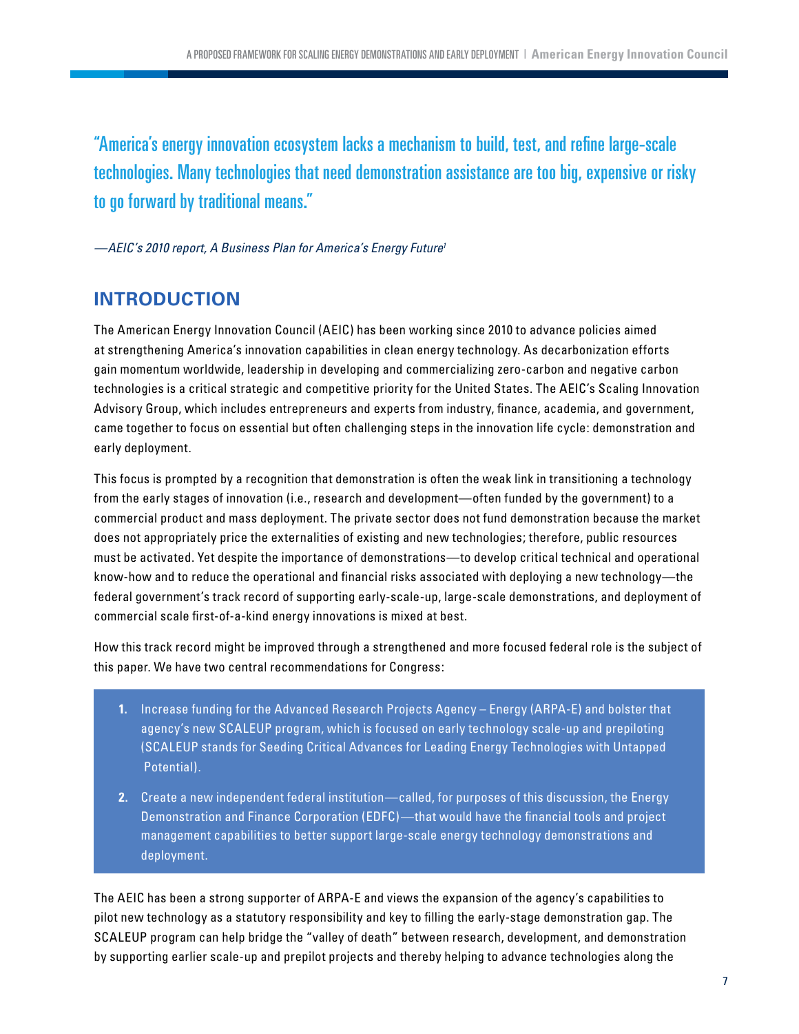"America's energy innovation ecosystem lacks a mechanism to build, test, and refine large-scale technologies. Many technologies that need demonstration assistance are too big, expensive or risky to go forward by traditional means."

*—AEIC's 2010 report, A Business Plan for America's Energy Future*[1]

## INTRODUCTION

The American Energy Innovation Council (AEIC) has been working since 2010 to advance policies aimed at strengthening America's innovation capabilities in clean energy technology. As decarbonization efforts gain momentum worldwide, leadership in developing and commercializing zero-carbon and negative carbon technologies is a critical strategic and competitive priority for the United States. The AEIC's Scaling Innovation Advisory Group, which includes entrepreneurs and experts from industry, finance, academia, and government, came together to focus on essential but often challenging steps in the innovation life cycle: demonstration and early deployment.

This focus is prompted by a recognition that demonstration is often the weak link in transitioning a technology from the early stages of innovation (i.e., research and development—often funded by the government) to a commercial product and mass deployment. The private sector does not fund demonstration because the market does not appropriately price the externalities of existing and new technologies; therefore, public resources must be activated. Yet despite the importance of demonstrations—to develop critical technical and operational know-how and to reduce the operational and financial risks associated with deploying a new technology—the federal government's track record of supporting early-scale-up, large-scale demonstrations, and deployment of commercial scale first-of-a-kind energy innovations is mixed at best.

How this track record might be improved through a strengthened and more focused federal role is the subject of this paper. We have two central recommendations for Congress:

1. Increase funding for the Advanced Research Projects Agency – Energy (ARPA-E) and bolster that agency's new SCALEUP program, which is focused on early technology scale-up and prepiloting (SCALEUP stands for Seeding Critical Advances for Leading Energy Technologies with Untapped Potential).
2. Create a new independent federal institution—called, for purposes of this discussion, the Energy Demonstration and Finance Corporation (EDFC)—that would have the financial tools and project management capabilities to better support large-scale energy technology demonstrations and deployment.

The AEIC has been a strong supporter of ARPA-E and views the expansion of the agency's capabilities to pilot new technology as a statutory responsibility and key to filling the early-stage demonstration gap. The SCALEUP program can help bridge the "valley of death" between research, development, and demonstration by supporting earlier scale-up and prepilot projects and thereby helping to advance technologies along the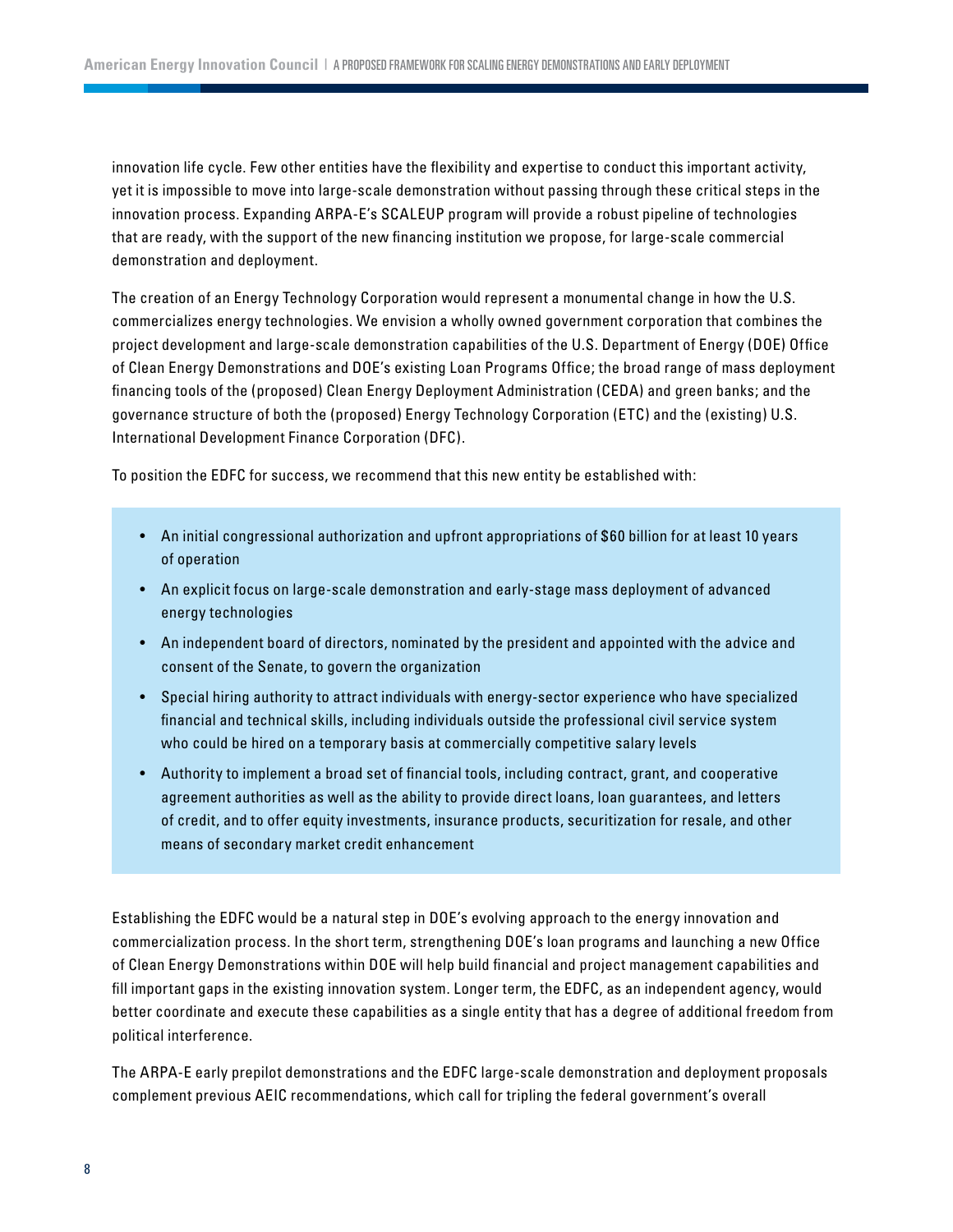innovation life cycle. Few other entities have the flexibility and expertise to conduct this important activity, yet it is impossible to move into large-scale demonstration without passing through these critical steps in the innovation process. Expanding ARPA-E's SCALEUP program will provide a robust pipeline of technologies that are ready, with the support of the new financing institution we propose, for large-scale commercial demonstration and deployment.

The creation of an Energy Technology Corporation would represent a monumental change in how the U.S. commercializes energy technologies. We envision a wholly owned government corporation that combines the project development and large-scale demonstration capabilities of the U.S. Department of Energy (DOE) Office of Clean Energy Demonstrations and DOE's existing Loan Programs Office; the broad range of mass deployment financing tools of the (proposed) Clean Energy Deployment Administration (CEDA) and green banks; and the governance structure of both the (proposed) Energy Technology Corporation (ETC) and the (existing) U.S. International Development Finance Corporation (DFC).

To position the EDFC for success, we recommend that this new entity be established with:

- An initial congressional authorization and upfront appropriations of $60 billion for at least 10 years of operation
- An explicit focus on large-scale demonstration and early-stage mass deployment of advanced energy technologies
- An independent board of directors, nominated by the president and appointed with the advice and consent of the Senate, to govern the organization
- Special hiring authority to attract individuals with energy-sector experience who have specialized financial and technical skills, including individuals outside the professional civil service system who could be hired on a temporary basis at commercially competitive salary levels
- Authority to implement a broad set of financial tools, including contract, grant, and cooperative agreement authorities as well as the ability to provide direct loans, loan guarantees, and letters of credit, and to offer equity investments, insurance products, securitization for resale, and other means of secondary market credit enhancement

Establishing the EDFC would be a natural step in DOE's evolving approach to the energy innovation and commercialization process. In the short term, strengthening DOE's loan programs and launching a new Office of Clean Energy Demonstrations within DOE will help build financial and project management capabilities and fill important gaps in the existing innovation system. Longer term, the EDFC, as an independent agency, would better coordinate and execute these capabilities as a single entity that has a degree of additional freedom from political interference.

The ARPA-E early prepilot demonstrations and the EDFC large-scale demonstration and deployment proposals complement previous AEIC recommendations, which call for tripling the federal government's overall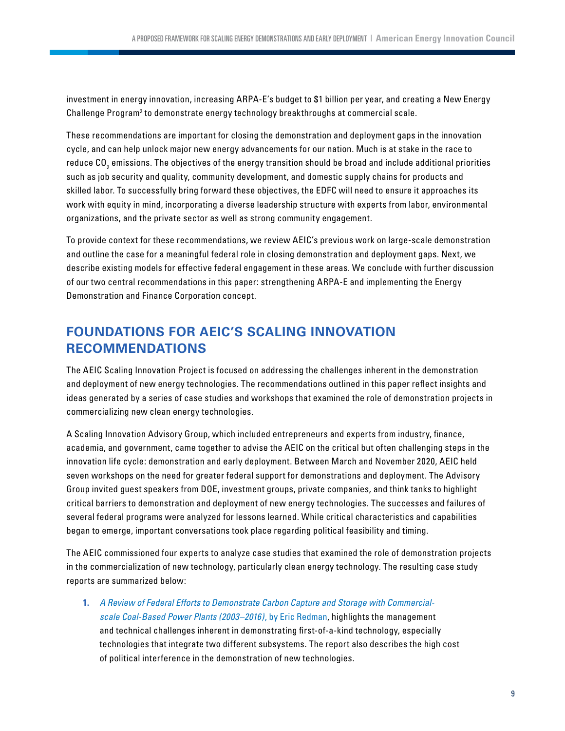investment in energy innovation, increasing ARPA-E's budget to $1 billion per year, and creating a New Energy Challenge Program[2] to demonstrate energy technology breakthroughs at commercial scale.

These recommendations are important for closing the demonstration and deployment gaps in the innovation cycle, and can help unlock major new energy advancements for our nation. Much is at stake in the race to reduce $CO_2$ emissions. The objectives of the energy transition should be broad and include additional priorities such as job security and quality, community development, and domestic supply chains for products and skilled labor. To successfully bring forward these objectives, the EDFC will need to ensure it approaches its work with equity in mind, incorporating a diverse leadership structure with experts from labor, environmental organizations, and the private sector as well as strong community engagement.

To provide context for these recommendations, we review AEIC's previous work on large-scale demonstration and outline the case for a meaningful federal role in closing demonstration and deployment gaps. Next, we describe existing models for effective federal engagement in these areas. We conclude with further discussion of our two central recommendations in this paper: strengthening ARPA-E and implementing the Energy Demonstration and Finance Corporation concept.

## FOUNDATIONS FOR AEIC'S SCALING INNOVATION RECOMMENDATIONS

The AEIC Scaling Innovation Project is focused on addressing the challenges inherent in the demonstration and deployment of new energy technologies. The recommendations outlined in this paper reflect insights and ideas generated by a series of case studies and workshops that examined the role of demonstration projects in commercializing new clean energy technologies.

A Scaling Innovation Advisory Group, which included entrepreneurs and experts from industry, finance, academia, and government, came together to advise the AEIC on the critical but often challenging steps in the innovation life cycle: demonstration and early deployment. Between March and November 2020, AEIC held seven workshops on the need for greater federal support for demonstrations and deployment. The Advisory Group invited guest speakers from DOE, investment groups, private companies, and think tanks to highlight critical barriers to demonstration and deployment of new energy technologies. The successes and failures of several federal programs were analyzed for lessons learned. While critical characteristics and capabilities began to emerge, important conversations took place regarding political feasibility and timing.

The AEIC commissioned four experts to analyze case studies that examined the role of demonstration projects in the commercialization of new technology, particularly clean energy technology. The resulting case study reports are summarized below:

1. *A Review of Federal Efforts to Demonstrate Carbon Capture and Storage with Commercial-scale Coal-Based Power Plants (2003–2016)*, by Eric Redman, highlights the management and technical challenges inherent in demonstrating first-of-a-kind technology, especially technologies that integrate two different subsystems. The report also describes the high cost of political interference in the demonstration of new technologies.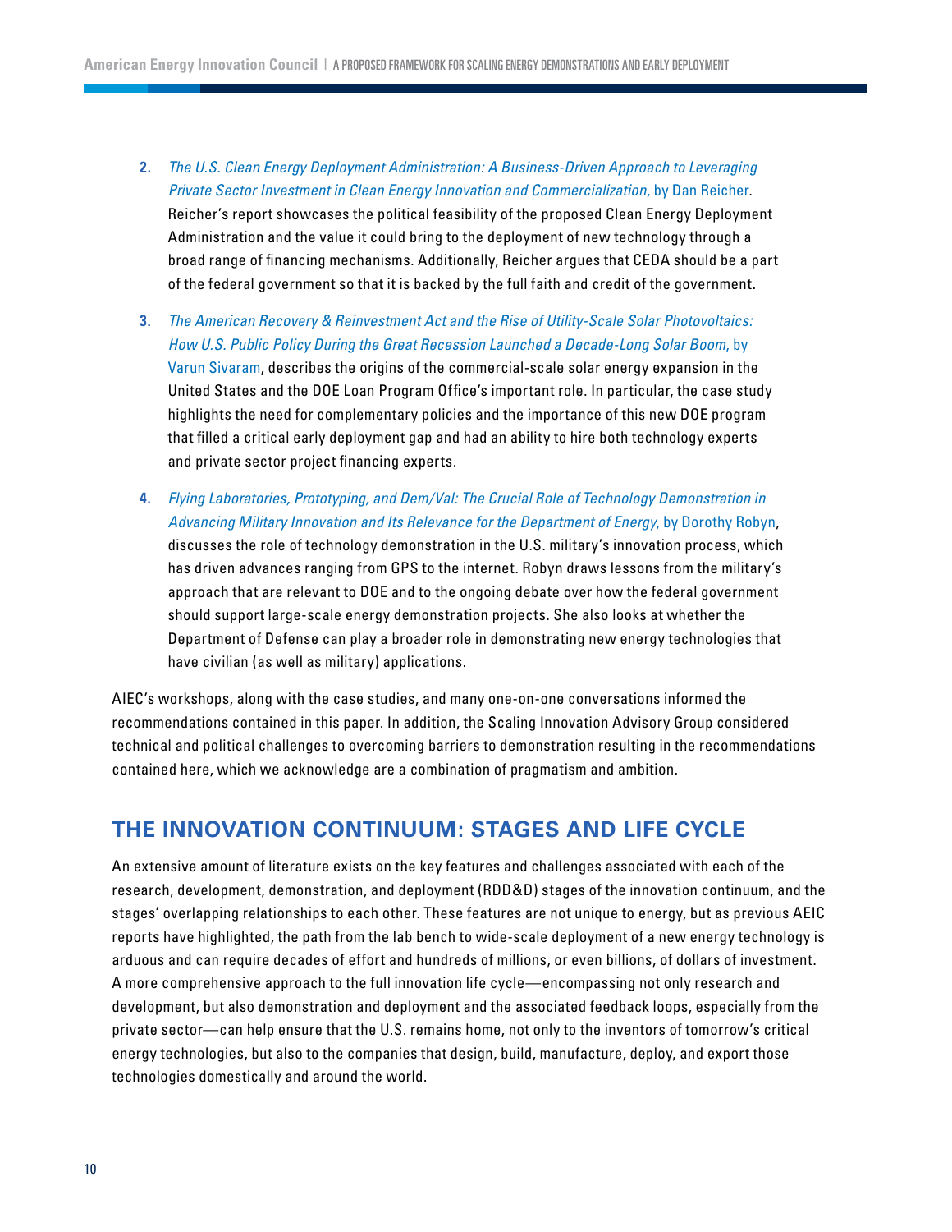2. *The U.S. Clean Energy Deployment Administration: A Business-Driven Approach to Leveraging Private Sector Investment in Clean Energy Innovation and Commercialization*, by Dan Reicher. Reicher's report showcases the political feasibility of the proposed Clean Energy Deployment Administration and the value it could bring to the deployment of new technology through a broad range of financing mechanisms. Additionally, Reicher argues that CEDA should be a part of the federal government so that it is backed by the full faith and credit of the government.

3. *The American Recovery & Reinvestment Act and the Rise of Utility-Scale Solar Photovoltaics: How U.S. Public Policy During the Great Recession Launched a Decade-Long Solar Boom*, by Varun Sivaram, describes the origins of the commercial-scale solar energy expansion in the United States and the DOE Loan Program Office's important role. In particular, the case study highlights the need for complementary policies and the importance of this new DOE program that filled a critical early deployment gap and had an ability to hire both technology experts and private sector project financing experts.

4. *Flying Laboratories, Prototyping, and Dem/Val: The Crucial Role of Technology Demonstration in Advancing Military Innovation and Its Relevance for the Department of Energy*, by Dorothy Robyn, discusses the role of technology demonstration in the U.S. military's innovation process, which has driven advances ranging from GPS to the internet. Robyn draws lessons from the military's approach that are relevant to DOE and to the ongoing debate over how the federal government should support large-scale energy demonstration projects. She also looks at whether the Department of Defense can play a broader role in demonstrating new energy technologies that have civilian (as well as military) applications.

AIEC's workshops, along with the case studies, and many one-on-one conversations informed the recommendations contained in this paper. In addition, the Scaling Innovation Advisory Group considered technical and political challenges to overcoming barriers to demonstration resulting in the recommendations contained here, which we acknowledge are a combination of pragmatism and ambition.

## THE INNOVATION CONTINUUM: STAGES AND LIFE CYCLE

An extensive amount of literature exists on the key features and challenges associated with each of the research, development, demonstration, and deployment (RDD&D) stages of the innovation continuum, and the stages' overlapping relationships to each other. These features are not unique to energy, but as previous AEIC reports have highlighted, the path from the lab bench to wide-scale deployment of a new energy technology is arduous and can require decades of effort and hundreds of millions, or even billions, of dollars of investment. A more comprehensive approach to the full innovation life cycle—encompassing not only research and development, but also demonstration and deployment and the associated feedback loops, especially from the private sector—can help ensure that the U.S. remains home, not only to the inventors of tomorrow's critical energy technologies, but also to the companies that design, build, manufacture, deploy, and export those technologies domestically and around the world.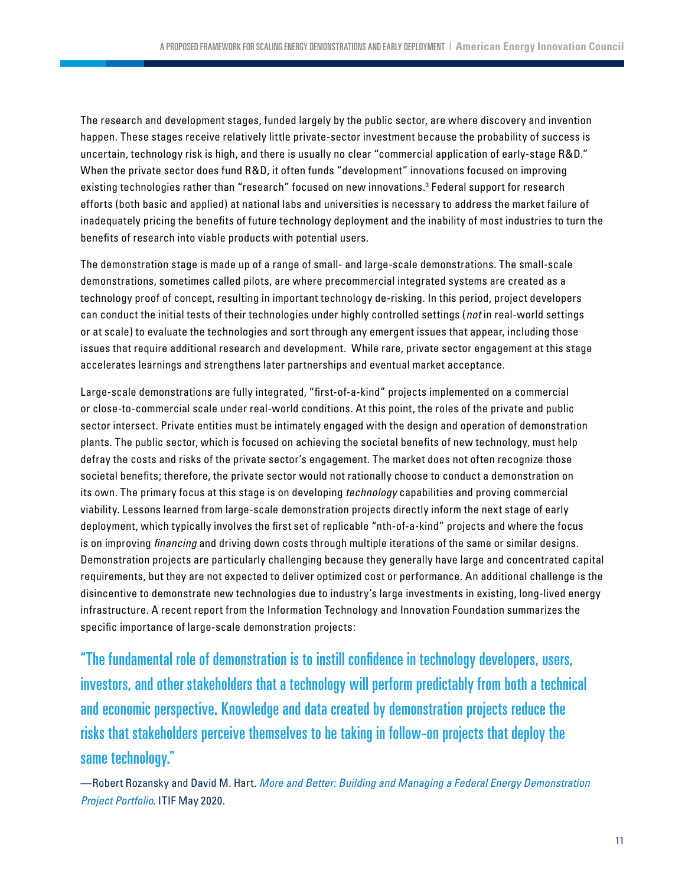The research and development stages, funded largely by the public sector, are where discovery and invention happen. These stages receive relatively little private-sector investment because the probability of success is uncertain, technology risk is high, and there is usually no clear "commercial application of early-stage R&D." When the private sector does fund R&D, it often funds "development" innovations focused on improving existing technologies rather than "research" focused on new innovations.[3] Federal support for research efforts (both basic and applied) at national labs and universities is necessary to address the market failure of inadequately pricing the benefits of future technology deployment and the inability of most industries to turn the benefits of research into viable products with potential users.

The demonstration stage is made up of a range of small- and large-scale demonstrations. The small-scale demonstrations, sometimes called pilots, are where precommercial integrated systems are created as a technology proof of concept, resulting in important technology de-risking. In this period, project developers can conduct the initial tests of their technologies under highly controlled settings (*not* in real-world settings or at scale) to evaluate the technologies and sort through any emergent issues that appear, including those issues that require additional research and development. While rare, private sector engagement at this stage accelerates learnings and strengthens later partnerships and eventual market acceptance.

Large-scale demonstrations are fully integrated, "first-of-a-kind" projects implemented on a commercial or close-to-commercial scale under real-world conditions. At this point, the roles of the private and public sector intersect. Private entities must be intimately engaged with the design and operation of demonstration plants. The public sector, which is focused on achieving the societal benefits of new technology, must help defray the costs and risks of the private sector's engagement. The market does not often recognize those societal benefits; therefore, the private sector would not rationally choose to conduct a demonstration on its own. The primary focus at this stage is on developing *technology* capabilities and proving commercial viability. Lessons learned from large-scale demonstration projects directly inform the next stage of early deployment, which typically involves the first set of replicable "nth-of-a-kind" projects and where the focus is on improving *financing* and driving down costs through multiple iterations of the same or similar designs. Demonstration projects are particularly challenging because they generally have large and concentrated capital requirements, but they are not expected to deliver optimized cost or performance. An additional challenge is the disincentive to demonstrate new technologies due to industry's large investments in existing, long-lived energy infrastructure. A recent report from the Information Technology and Innovation Foundation summarizes the specific importance of large-scale demonstration projects:

> "The fundamental role of demonstration is to instill confidence in technology developers, users, investors, and other stakeholders that a technology will perform predictably from both a technical and economic perspective. Knowledge and data created by demonstration projects reduce the risks that stakeholders perceive themselves to be taking in follow-on projects that deploy the same technology."
>
> —Robert Rozansky and David M. Hart. *More and Better: Building and Managing a Federal Energy Demonstration Project Portfolio*. ITIF May 2020.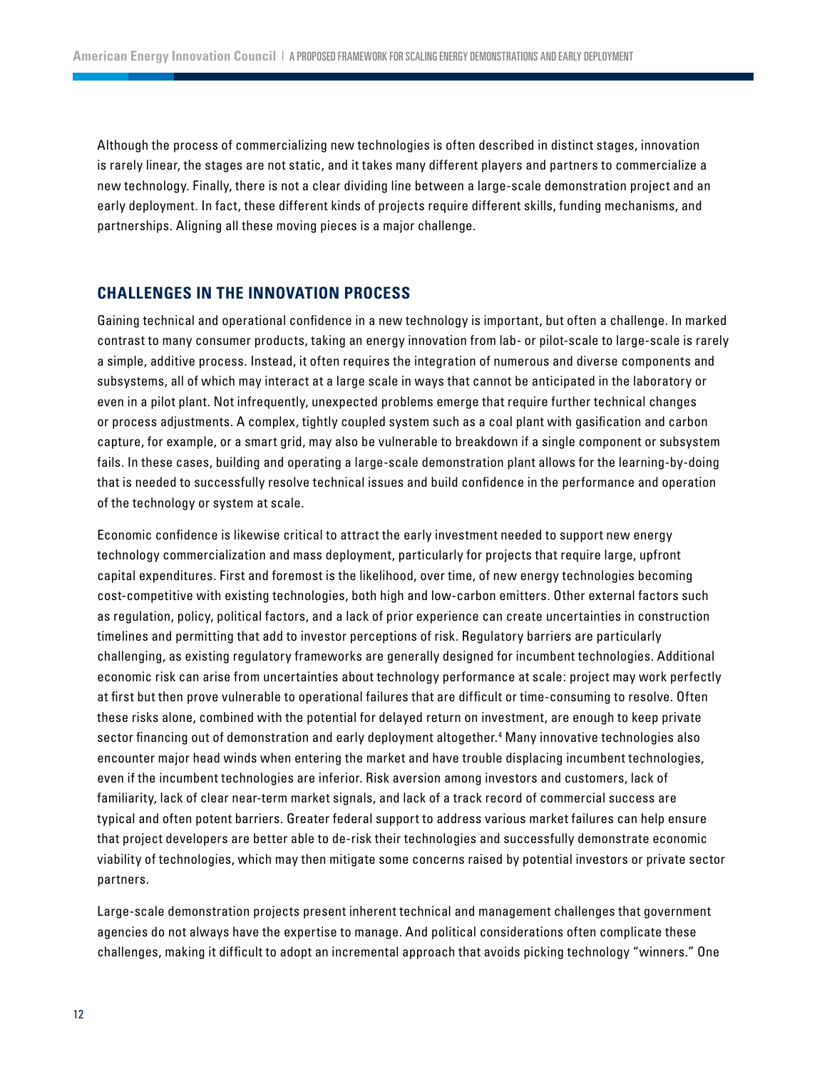Although the process of commercializing new technologies is often described in distinct stages, innovation is rarely linear, the stages are not static, and it takes many different players and partners to commercialize a new technology. Finally, there is not a clear dividing line between a large-scale demonstration project and an early deployment. In fact, these different kinds of projects require different skills, funding mechanisms, and partnerships. Aligning all these moving pieces is a major challenge.

## CHALLENGES IN THE INNOVATION PROCESS

Gaining technical and operational confidence in a new technology is important, but often a challenge. In marked contrast to many consumer products, taking an energy innovation from lab- or pilot-scale to large-scale is rarely a simple, additive process. Instead, it often requires the integration of numerous and diverse components and subsystems, all of which may interact at a large scale in ways that cannot be anticipated in the laboratory or even in a pilot plant. Not infrequently, unexpected problems emerge that require further technical changes or process adjustments. A complex, tightly coupled system such as a coal plant with gasification and carbon capture, for example, or a smart grid, may also be vulnerable to breakdown if a single component or subsystem fails. In these cases, building and operating a large-scale demonstration plant allows for the learning-by-doing that is needed to successfully resolve technical issues and build confidence in the performance and operation of the technology or system at scale.

Economic confidence is likewise critical to attract the early investment needed to support new energy technology commercialization and mass deployment, particularly for projects that require large, upfront capital expenditures. First and foremost is the likelihood, over time, of new energy technologies becoming cost-competitive with existing technologies, both high and low-carbon emitters. Other external factors such as regulation, policy, political factors, and a lack of prior experience can create uncertainties in construction timelines and permitting that add to investor perceptions of risk. Regulatory barriers are particularly challenging, as existing regulatory frameworks are generally designed for incumbent technologies. Additional economic risk can arise from uncertainties about technology performance at scale: project may work perfectly at first but then prove vulnerable to operational failures that are difficult or time-consuming to resolve. Often these risks alone, combined with the potential for delayed return on investment, are enough to keep private sector financing out of demonstration and early deployment altogether.[4] Many innovative technologies also encounter major head winds when entering the market and have trouble displacing incumbent technologies, even if the incumbent technologies are inferior. Risk aversion among investors and customers, lack of familiarity, lack of clear near-term market signals, and lack of a track record of commercial success are typical and often potent barriers. Greater federal support to address various market failures can help ensure that project developers are better able to de-risk their technologies and successfully demonstrate economic viability of technologies, which may then mitigate some concerns raised by potential investors or private sector partners.

Large-scale demonstration projects present inherent technical and management challenges that government agencies do not always have the expertise to manage. And political considerations often complicate these challenges, making it difficult to adopt an incremental approach that avoids picking technology "winners." One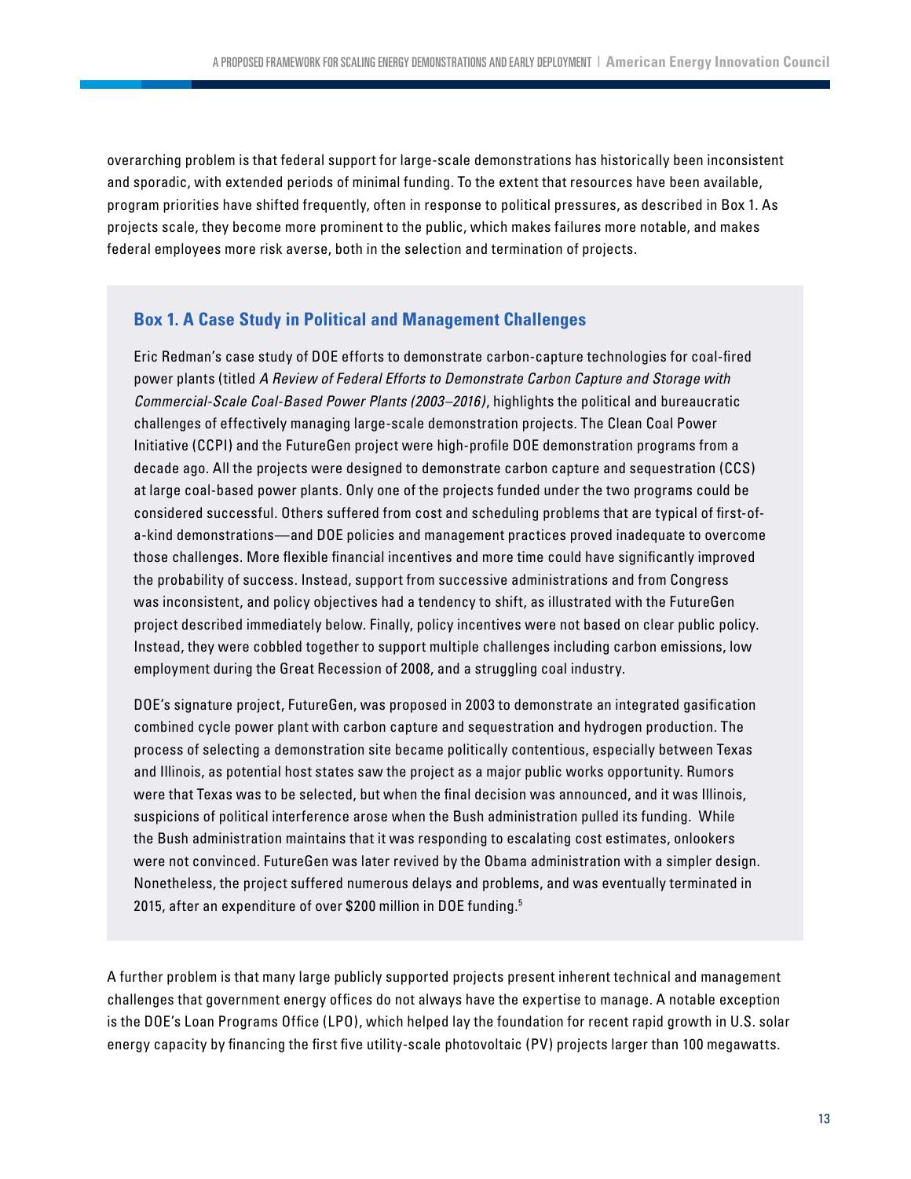overarching problem is that federal support for large-scale demonstrations has historically been inconsistent and sporadic, with extended periods of minimal funding. To the extent that resources have been available, program priorities have shifted frequently, often in response to political pressures, as described in Box 1. As projects scale, they become more prominent to the public, which makes failures more notable, and makes federal employees more risk averse, both in the selection and termination of projects.

### Box 1. A Case Study in Political and Management Challenges

Eric Redman's case study of DOE efforts to demonstrate carbon-capture technologies for coal-fired power plants (titled *A Review of Federal Efforts to Demonstrate Carbon Capture and Storage with Commercial-Scale Coal-Based Power Plants (2003–2016)*, highlights the political and bureaucratic challenges of effectively managing large-scale demonstration projects. The Clean Coal Power Initiative (CCPI) and the FutureGen project were high-profile DOE demonstration programs from a decade ago. All the projects were designed to demonstrate carbon capture and sequestration (CCS) at large coal-based power plants. Only one of the projects funded under the two programs could be considered successful. Others suffered from cost and scheduling problems that are typical of first-of-a-kind demonstrations—and DOE policies and management practices proved inadequate to overcome those challenges. More flexible financial incentives and more time could have significantly improved the probability of success. Instead, support from successive administrations and from Congress was inconsistent, and policy objectives had a tendency to shift, as illustrated with the FutureGen project described immediately below. Finally, policy incentives were not based on clear public policy. Instead, they were cobbled together to support multiple challenges including carbon emissions, low employment during the Great Recession of 2008, and a struggling coal industry.

DOE's signature project, FutureGen, was proposed in 2003 to demonstrate an integrated gasification combined cycle power plant with carbon capture and sequestration and hydrogen production. The process of selecting a demonstration site became politically contentious, especially between Texas and Illinois, as potential host states saw the project as a major public works opportunity. Rumors were that Texas was to be selected, but when the final decision was announced, and it was Illinois, suspicions of political interference arose when the Bush administration pulled its funding. While the Bush administration maintains that it was responding to escalating cost estimates, onlookers were not convinced. FutureGen was later revived by the Obama administration with a simpler design. Nonetheless, the project suffered numerous delays and problems, and was eventually terminated in 2015, after an expenditure of over $200 million in DOE funding.[5]

A further problem is that many large publicly supported projects present inherent technical and management challenges that government energy offices do not always have the expertise to manage. A notable exception is the DOE's Loan Programs Office (LPO), which helped lay the foundation for recent rapid growth in U.S. solar energy capacity by financing the first five utility-scale photovoltaic (PV) projects larger than 100 megawatts.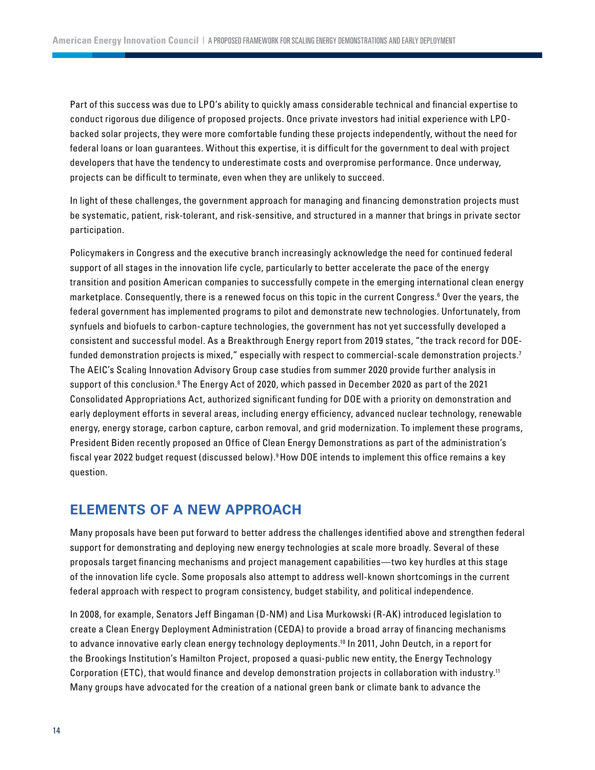Part of this success was due to LPO's ability to quickly amass considerable technical and financial expertise to conduct rigorous due diligence of proposed projects. Once private investors had initial experience with LPO-backed solar projects, they were more comfortable funding these projects independently, without the need for federal loans or loan guarantees. Without this expertise, it is difficult for the government to deal with project developers that have the tendency to underestimate costs and overpromise performance. Once underway, projects can be difficult to terminate, even when they are unlikely to succeed.

In light of these challenges, the government approach for managing and financing demonstration projects must be systematic, patient, risk-tolerant, and risk-sensitive, and structured in a manner that brings in private sector participation.

Policymakers in Congress and the executive branch increasingly acknowledge the need for continued federal support of all stages in the innovation life cycle, particularly to better accelerate the pace of the energy transition and position American companies to successfully compete in the emerging international clean energy marketplace. Consequently, there is a renewed focus on this topic in the current Congress.[6] Over the years, the federal government has implemented programs to pilot and demonstrate new technologies. Unfortunately, from synfuels and biofuels to carbon-capture technologies, the government has not yet successfully developed a consistent and successful model. As a Breakthrough Energy report from 2019 states, "the track record for DOE-funded demonstration projects is mixed," especially with respect to commercial-scale demonstration projects.[7] The AEIC's Scaling Innovation Advisory Group case studies from summer 2020 provide further analysis in support of this conclusion.[8] The Energy Act of 2020, which passed in December 2020 as part of the 2021 Consolidated Appropriations Act, authorized significant funding for DOE with a priority on demonstration and early deployment efforts in several areas, including energy efficiency, advanced nuclear technology, renewable energy, energy storage, carbon capture, carbon removal, and grid modernization. To implement these programs, President Biden recently proposed an Office of Clean Energy Demonstrations as part of the administration's fiscal year 2022 budget request (discussed below).[9] How DOE intends to implement this office remains a key question.

## ELEMENTS OF A NEW APPROACH

Many proposals have been put forward to better address the challenges identified above and strengthen federal support for demonstrating and deploying new energy technologies at scale more broadly. Several of these proposals target financing mechanisms and project management capabilities—two key hurdles at this stage of the innovation life cycle. Some proposals also attempt to address well-known shortcomings in the current federal approach with respect to program consistency, budget stability, and political independence.

In 2008, for example, Senators Jeff Bingaman (D-NM) and Lisa Murkowski (R-AK) introduced legislation to create a Clean Energy Deployment Administration (CEDA) to provide a broad array of financing mechanisms to advance innovative early clean energy technology deployments.[10] In 2011, John Deutch, in a report for the Brookings Institution's Hamilton Project, proposed a quasi-public new entity, the Energy Technology Corporation (ETC), that would finance and develop demonstration projects in collaboration with industry.[11] Many groups have advocated for the creation of a national green bank or climate bank to advance the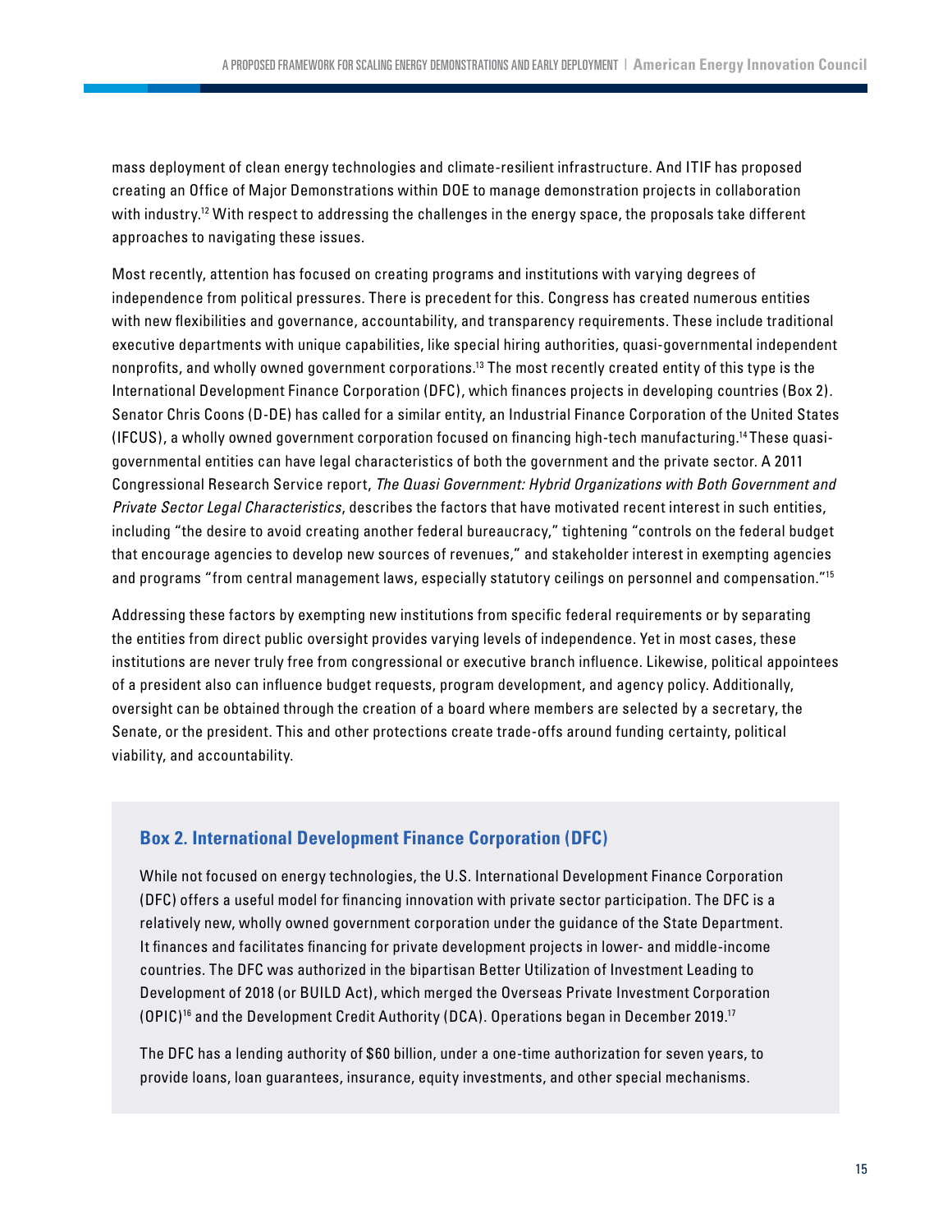mass deployment of clean energy technologies and climate-resilient infrastructure. And ITIF has proposed creating an Office of Major Demonstrations within DOE to manage demonstration projects in collaboration with industry.[12] With respect to addressing the challenges in the energy space, the proposals take different approaches to navigating these issues.

Most recently, attention has focused on creating programs and institutions with varying degrees of independence from political pressures. There is precedent for this. Congress has created numerous entities with new flexibilities and governance, accountability, and transparency requirements. These include traditional executive departments with unique capabilities, like special hiring authorities, quasi-governmental independent nonprofits, and wholly owned government corporations.[13] The most recently created entity of this type is the International Development Finance Corporation (DFC), which finances projects in developing countries (Box 2). Senator Chris Coons (D-DE) has called for a similar entity, an Industrial Finance Corporation of the United States (IFCUS), a wholly owned government corporation focused on financing high-tech manufacturing.[14] These quasi-governmental entities can have legal characteristics of both the government and the private sector. A 2011 Congressional Research Service report, *The Quasi Government: Hybrid Organizations with Both Government and Private Sector Legal Characteristics*, describes the factors that have motivated recent interest in such entities, including "the desire to avoid creating another federal bureaucracy," tightening "controls on the federal budget that encourage agencies to develop new sources of revenues," and stakeholder interest in exempting agencies and programs "from central management laws, especially statutory ceilings on personnel and compensation."[15]

Addressing these factors by exempting new institutions from specific federal requirements or by separating the entities from direct public oversight provides varying levels of independence. Yet in most cases, these institutions are never truly free from congressional or executive branch influence. Likewise, political appointees of a president also can influence budget requests, program development, and agency policy. Additionally, oversight can be obtained through the creation of a board where members are selected by a secretary, the Senate, or the president. This and other protections create trade-offs around funding certainty, political viability, and accountability.

### Box 2. International Development Finance Corporation (DFC)

While not focused on energy technologies, the U.S. International Development Finance Corporation (DFC) offers a useful model for financing innovation with private sector participation. The DFC is a relatively new, wholly owned government corporation under the guidance of the State Department. It finances and facilitates financing for private development projects in lower- and middle-income countries. The DFC was authorized in the bipartisan Better Utilization of Investment Leading to Development of 2018 (or BUILD Act), which merged the Overseas Private Investment Corporation (OPIC)[16] and the Development Credit Authority (DCA). Operations began in December 2019.[17]

The DFC has a lending authority of $60 billion, under a one-time authorization for seven years, to provide loans, loan guarantees, insurance, equity investments, and other special mechanisms.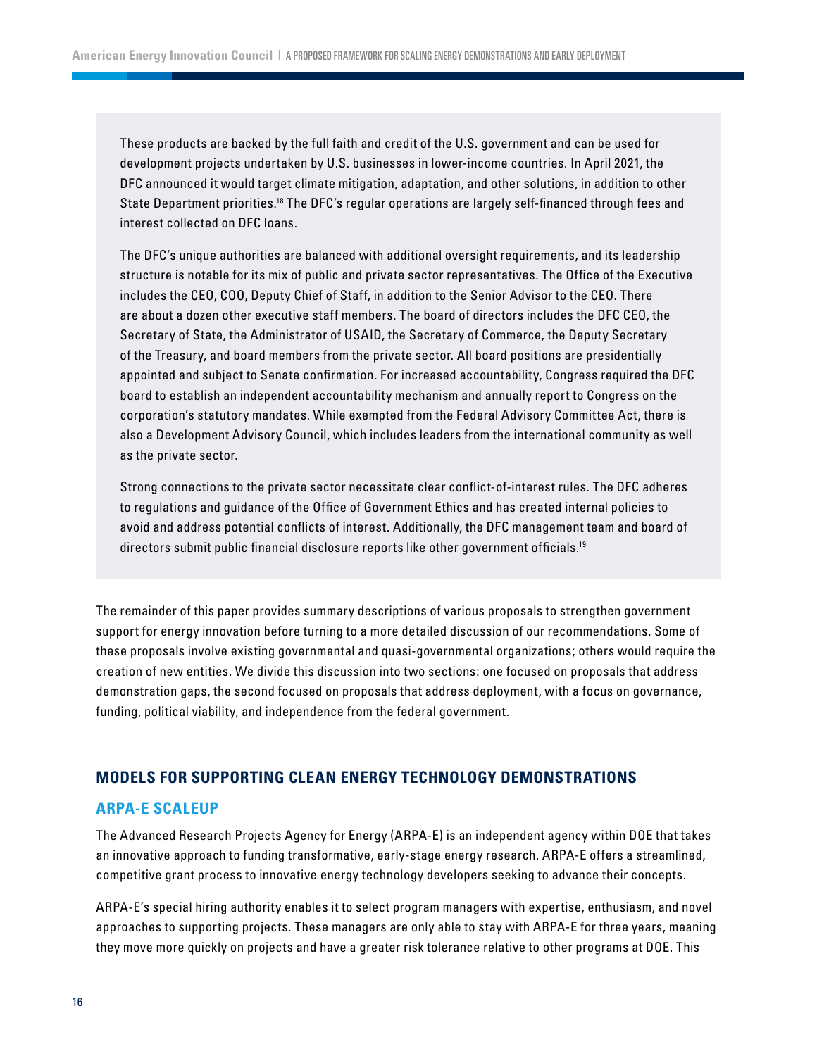These products are backed by the full faith and credit of the U.S. government and can be used for development projects undertaken by U.S. businesses in lower-income countries. In April 2021, the DFC announced it would target climate mitigation, adaptation, and other solutions, in addition to other State Department priorities.[18] The DFC's regular operations are largely self-financed through fees and interest collected on DFC loans.

The DFC's unique authorities are balanced with additional oversight requirements, and its leadership structure is notable for its mix of public and private sector representatives. The Office of the Executive includes the CEO, COO, Deputy Chief of Staff, in addition to the Senior Advisor to the CEO. There are about a dozen other executive staff members. The board of directors includes the DFC CEO, the Secretary of State, the Administrator of USAID, the Secretary of Commerce, the Deputy Secretary of the Treasury, and board members from the private sector. All board positions are presidentially appointed and subject to Senate confirmation. For increased accountability, Congress required the DFC board to establish an independent accountability mechanism and annually report to Congress on the corporation's statutory mandates. While exempted from the Federal Advisory Committee Act, there is also a Development Advisory Council, which includes leaders from the international community as well as the private sector.

Strong connections to the private sector necessitate clear conflict-of-interest rules. The DFC adheres to regulations and guidance of the Office of Government Ethics and has created internal policies to avoid and address potential conflicts of interest. Additionally, the DFC management team and board of directors submit public financial disclosure reports like other government officials.[19]

The remainder of this paper provides summary descriptions of various proposals to strengthen government support for energy innovation before turning to a more detailed discussion of our recommendations. Some of these proposals involve existing governmental and quasi-governmental organizations; others would require the creation of new entities. We divide this discussion into two sections: one focused on proposals that address demonstration gaps, the second focused on proposals that address deployment, with a focus on governance, funding, political viability, and independence from the federal government.

## MODELS FOR SUPPORTING CLEAN ENERGY TECHNOLOGY DEMONSTRATIONS

### ARPA-E SCALEUP

The Advanced Research Projects Agency for Energy (ARPA-E) is an independent agency within DOE that takes an innovative approach to funding transformative, early-stage energy research. ARPA-E offers a streamlined, competitive grant process to innovative energy technology developers seeking to advance their concepts.

ARPA-E's special hiring authority enables it to select program managers with expertise, enthusiasm, and novel approaches to supporting projects. These managers are only able to stay with ARPA-E for three years, meaning they move more quickly on projects and have a greater risk tolerance relative to other programs at DOE. This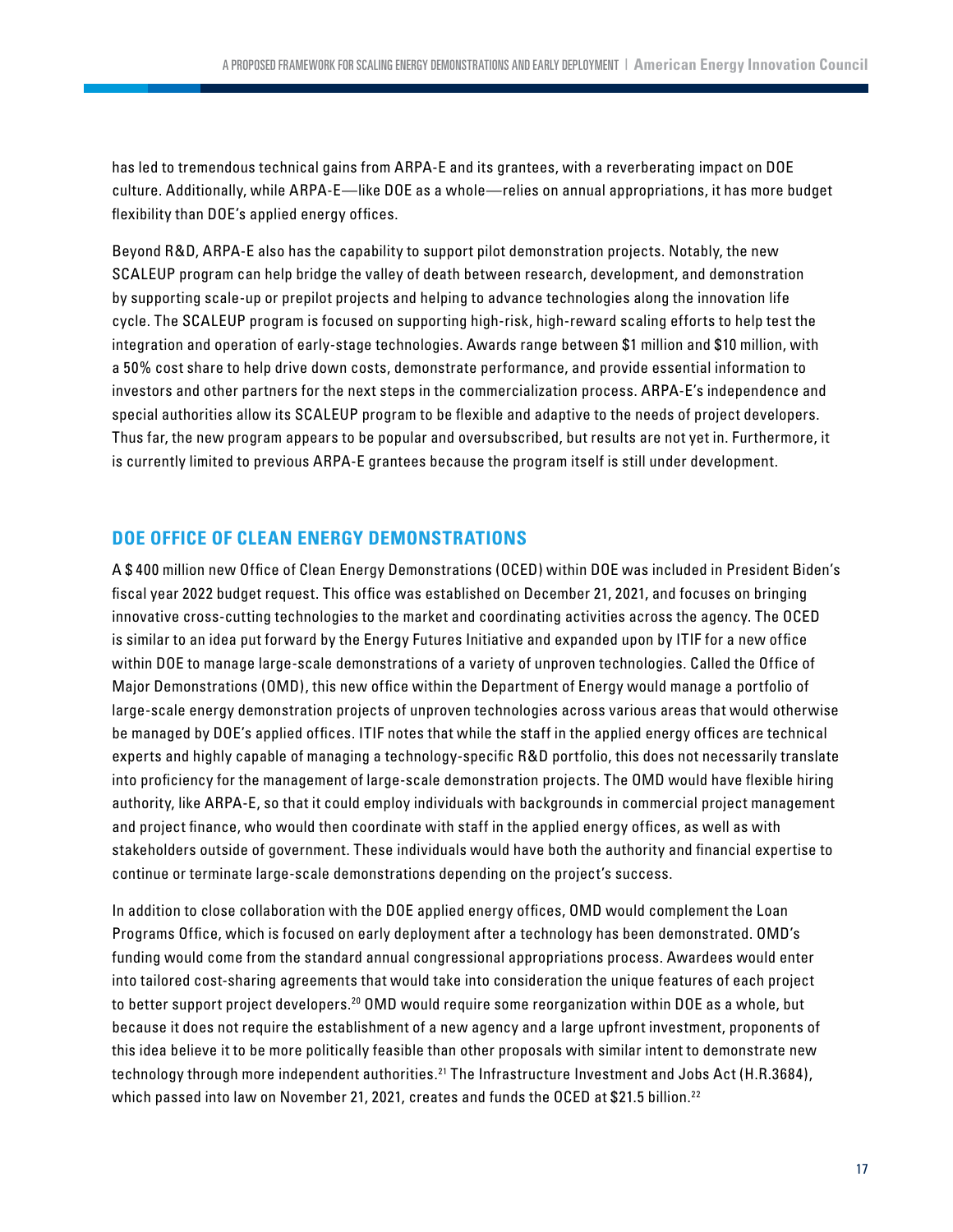has led to tremendous technical gains from ARPA-E and its grantees, with a reverberating impact on DOE culture. Additionally, while ARPA-E—like DOE as a whole—relies on annual appropriations, it has more budget flexibility than DOE's applied energy offices.

Beyond R&D, ARPA-E also has the capability to support pilot demonstration projects. Notably, the new SCALEUP program can help bridge the valley of death between research, development, and demonstration by supporting scale-up or prepilot projects and helping to advance technologies along the innovation life cycle. The SCALEUP program is focused on supporting high-risk, high-reward scaling efforts to help test the integration and operation of early-stage technologies. Awards range between $1 million and $10 million, with a 50% cost share to help drive down costs, demonstrate performance, and provide essential information to investors and other partners for the next steps in the commercialization process. ARPA-E's independence and special authorities allow its SCALEUP program to be flexible and adaptive to the needs of project developers. Thus far, the new program appears to be popular and oversubscribed, but results are not yet in. Furthermore, it is currently limited to previous ARPA-E grantees because the program itself is still under development.

## DOE OFFICE OF CLEAN ENERGY DEMONSTRATIONS

A $ 400 million new Office of Clean Energy Demonstrations (OCED) within DOE was included in President Biden's fiscal year 2022 budget request. This office was established on December 21, 2021, and focuses on bringing innovative cross-cutting technologies to the market and coordinating activities across the agency. The OCED is similar to an idea put forward by the Energy Futures Initiative and expanded upon by ITIF for a new office within DOE to manage large-scale demonstrations of a variety of unproven technologies. Called the Office of Major Demonstrations (OMD), this new office within the Department of Energy would manage a portfolio of large-scale energy demonstration projects of unproven technologies across various areas that would otherwise be managed by DOE's applied offices. ITIF notes that while the staff in the applied energy offices are technical experts and highly capable of managing a technology-specific R&D portfolio, this does not necessarily translate into proficiency for the management of large-scale demonstration projects. The OMD would have flexible hiring authority, like ARPA-E, so that it could employ individuals with backgrounds in commercial project management and project finance, who would then coordinate with staff in the applied energy offices, as well as with stakeholders outside of government. These individuals would have both the authority and financial expertise to continue or terminate large-scale demonstrations depending on the project's success.

In addition to close collaboration with the DOE applied energy offices, OMD would complement the Loan Programs Office, which is focused on early deployment after a technology has been demonstrated. OMD's funding would come from the standard annual congressional appropriations process. Awardees would enter into tailored cost-sharing agreements that would take into consideration the unique features of each project to better support project developers.[20] OMD would require some reorganization within DOE as a whole, but because it does not require the establishment of a new agency and a large upfront investment, proponents of this idea believe it to be more politically feasible than other proposals with similar intent to demonstrate new technology through more independent authorities.[21] The Infrastructure Investment and Jobs Act (H.R.3684), which passed into law on November 21, 2021, creates and funds the OCED at $21.5 billion.[22]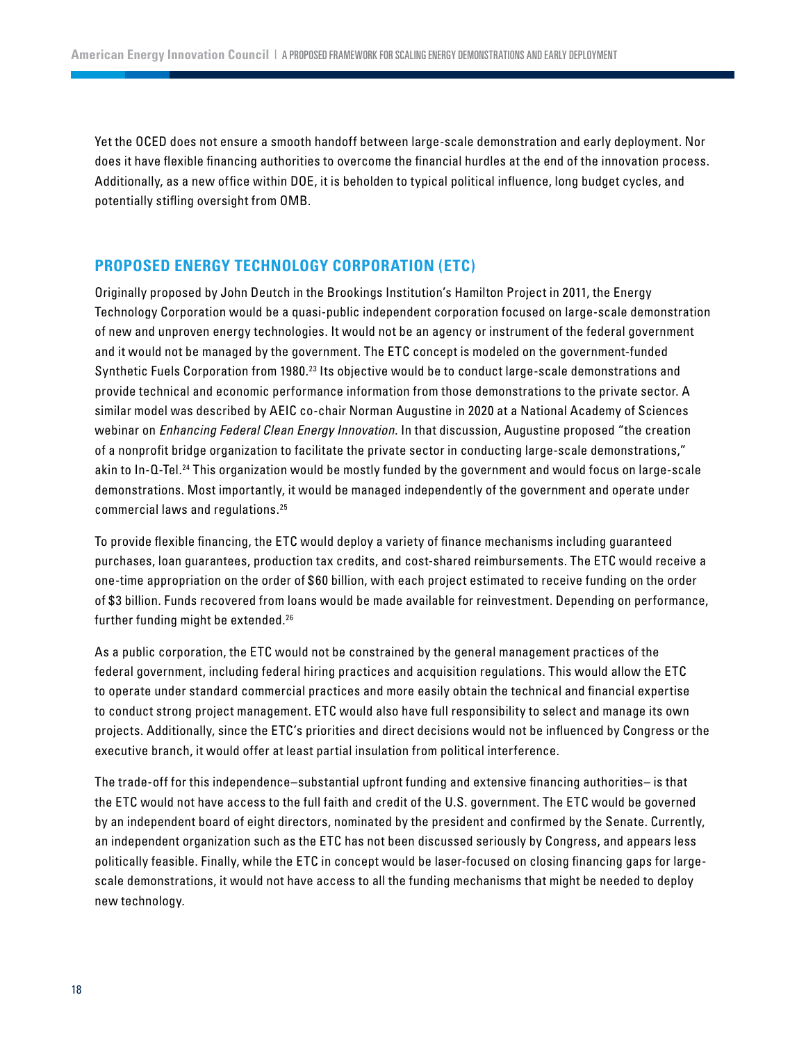Yet the OCED does not ensure a smooth handoff between large-scale demonstration and early deployment. Nor does it have flexible financing authorities to overcome the financial hurdles at the end of the innovation process. Additionally, as a new office within DOE, it is beholden to typical political influence, long budget cycles, and potentially stifling oversight from OMB.

## PROPOSED ENERGY TECHNOLOGY CORPORATION (ETC)

Originally proposed by John Deutch in the Brookings Institution's Hamilton Project in 2011, the Energy Technology Corporation would be a quasi-public independent corporation focused on large-scale demonstration of new and unproven energy technologies. It would not be an agency or instrument of the federal government and it would not be managed by the government. The ETC concept is modeled on the government-funded Synthetic Fuels Corporation from 1980.[23] Its objective would be to conduct large-scale demonstrations and provide technical and economic performance information from those demonstrations to the private sector. A similar model was described by AEIC co-chair Norman Augustine in 2020 at a National Academy of Sciences webinar on *Enhancing Federal Clean Energy Innovation*. In that discussion, Augustine proposed "the creation of a nonprofit bridge organization to facilitate the private sector in conducting large-scale demonstrations," akin to In-Q-Tel.[24] This organization would be mostly funded by the government and would focus on large-scale demonstrations. Most importantly, it would be managed independently of the government and operate under commercial laws and regulations.[25]

To provide flexible financing, the ETC would deploy a variety of finance mechanisms including guaranteed purchases, loan guarantees, production tax credits, and cost-shared reimbursements. The ETC would receive a one-time appropriation on the order of $60 billion, with each project estimated to receive funding on the order of $3 billion. Funds recovered from loans would be made available for reinvestment. Depending on performance, further funding might be extended.[26]

As a public corporation, the ETC would not be constrained by the general management practices of the federal government, including federal hiring practices and acquisition regulations. This would allow the ETC to operate under standard commercial practices and more easily obtain the technical and financial expertise to conduct strong project management. ETC would also have full responsibility to select and manage its own projects. Additionally, since the ETC's priorities and direct decisions would not be influenced by Congress or the executive branch, it would offer at least partial insulation from political interference.

The trade-off for this independence–substantial upfront funding and extensive financing authorities– is that the ETC would not have access to the full faith and credit of the U.S. government. The ETC would be governed by an independent board of eight directors, nominated by the president and confirmed by the Senate. Currently, an independent organization such as the ETC has not been discussed seriously by Congress, and appears less politically feasible. Finally, while the ETC in concept would be laser-focused on closing financing gaps for large-scale demonstrations, it would not have access to all the funding mechanisms that might be needed to deploy new technology.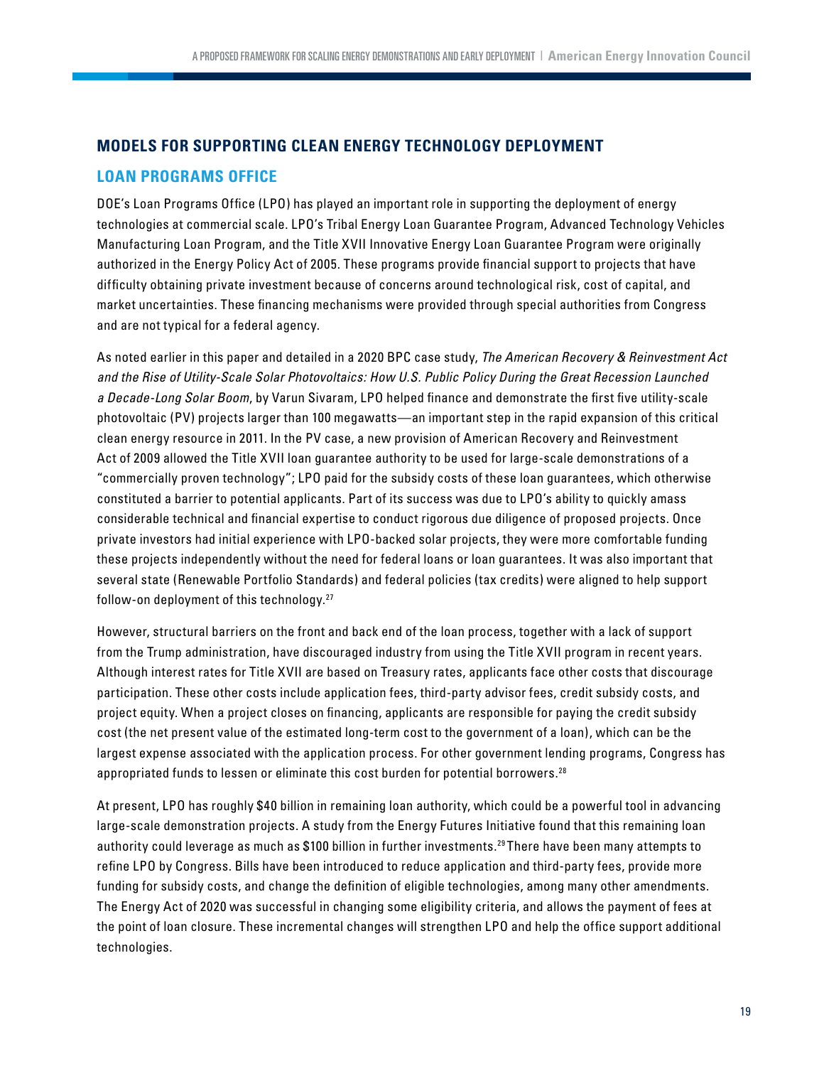## MODELS FOR SUPPORTING CLEAN ENERGY TECHNOLOGY DEPLOYMENT

### LOAN PROGRAMS OFFICE

DOE's Loan Programs Office (LPO) has played an important role in supporting the deployment of energy technologies at commercial scale. LPO's Tribal Energy Loan Guarantee Program, Advanced Technology Vehicles Manufacturing Loan Program, and the Title XVII Innovative Energy Loan Guarantee Program were originally authorized in the Energy Policy Act of 2005. These programs provide financial support to projects that have difficulty obtaining private investment because of concerns around technological risk, cost of capital, and market uncertainties. These financing mechanisms were provided through special authorities from Congress and are not typical for a federal agency.

As noted earlier in this paper and detailed in a 2020 BPC case study, *The American Recovery & Reinvestment Act and the Rise of Utility-Scale Solar Photovoltaics: How U.S. Public Policy During the Great Recession Launched a Decade-Long Solar Boom*, by Varun Sivaram, LPO helped finance and demonstrate the first five utility-scale photovoltaic (PV) projects larger than 100 megawatts—an important step in the rapid expansion of this critical clean energy resource in 2011. In the PV case, a new provision of American Recovery and Reinvestment Act of 2009 allowed the Title XVII loan guarantee authority to be used for large-scale demonstrations of a "commercially proven technology"; LPO paid for the subsidy costs of these loan guarantees, which otherwise constituted a barrier to potential applicants. Part of its success was due to LPO's ability to quickly amass considerable technical and financial expertise to conduct rigorous due diligence of proposed projects. Once private investors had initial experience with LPO-backed solar projects, they were more comfortable funding these projects independently without the need for federal loans or loan guarantees. It was also important that several state (Renewable Portfolio Standards) and federal policies (tax credits) were aligned to help support follow-on deployment of this technology.[27]

However, structural barriers on the front and back end of the loan process, together with a lack of support from the Trump administration, have discouraged industry from using the Title XVII program in recent years. Although interest rates for Title XVII are based on Treasury rates, applicants face other costs that discourage participation. These other costs include application fees, third-party advisor fees, credit subsidy costs, and project equity. When a project closes on financing, applicants are responsible for paying the credit subsidy cost (the net present value of the estimated long-term cost to the government of a loan), which can be the largest expense associated with the application process. For other government lending programs, Congress has appropriated funds to lessen or eliminate this cost burden for potential borrowers.[28]

At present, LPO has roughly $40 billion in remaining loan authority, which could be a powerful tool in advancing large-scale demonstration projects. A study from the Energy Futures Initiative found that this remaining loan authority could leverage as much as $100 billion in further investments.[29] There have been many attempts to refine LPO by Congress. Bills have been introduced to reduce application and third-party fees, provide more funding for subsidy costs, and change the definition of eligible technologies, among many other amendments. The Energy Act of 2020 was successful in changing some eligibility criteria, and allows the payment of fees at the point of loan closure. These incremental changes will strengthen LPO and help the office support additional technologies.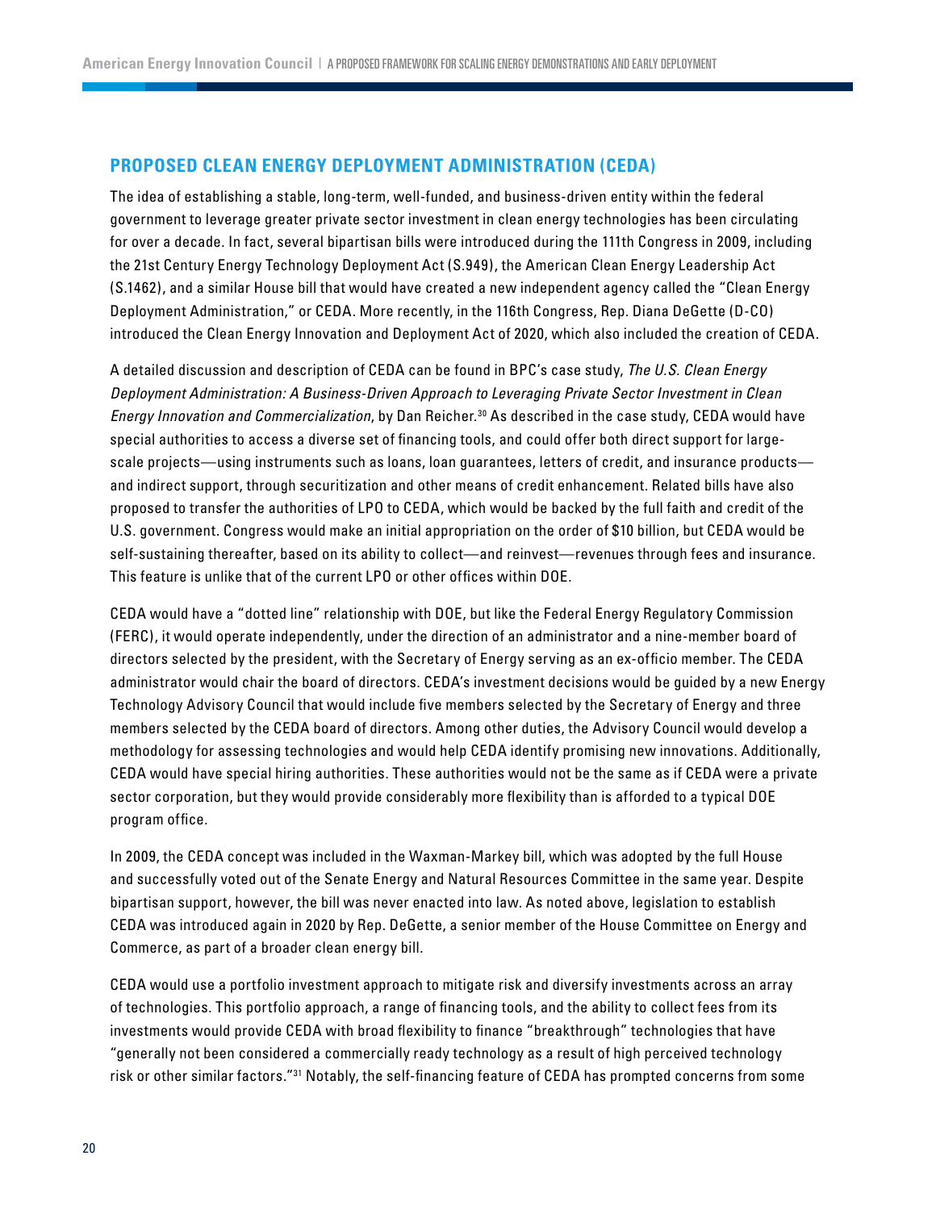## PROPOSED CLEAN ENERGY DEPLOYMENT ADMINISTRATION (CEDA)

The idea of establishing a stable, long-term, well-funded, and business-driven entity within the federal government to leverage greater private sector investment in clean energy technologies has been circulating for over a decade. In fact, several bipartisan bills were introduced during the 111th Congress in 2009, including the 21st Century Energy Technology Deployment Act (S.949), the American Clean Energy Leadership Act (S.1462), and a similar House bill that would have created a new independent agency called the "Clean Energy Deployment Administration," or CEDA. More recently, in the 116th Congress, Rep. Diana DeGette (D-CO) introduced the Clean Energy Innovation and Deployment Act of 2020, which also included the creation of CEDA.

A detailed discussion and description of CEDA can be found in BPC's case study, *The U.S. Clean Energy Deployment Administration: A Business-Driven Approach to Leveraging Private Sector Investment in Clean Energy Innovation and Commercialization*, by Dan Reicher.[30] As described in the case study, CEDA would have special authorities to access a diverse set of financing tools, and could offer both direct support for large-scale projects—using instruments such as loans, loan guarantees, letters of credit, and insurance products—and indirect support, through securitization and other means of credit enhancement. Related bills have also proposed to transfer the authorities of LPO to CEDA, which would be backed by the full faith and credit of the U.S. government. Congress would make an initial appropriation on the order of $10 billion, but CEDA would be self-sustaining thereafter, based on its ability to collect—and reinvest—revenues through fees and insurance. This feature is unlike that of the current LPO or other offices within DOE.

CEDA would have a "dotted line" relationship with DOE, but like the Federal Energy Regulatory Commission (FERC), it would operate independently, under the direction of an administrator and a nine-member board of directors selected by the president, with the Secretary of Energy serving as an ex-officio member. The CEDA administrator would chair the board of directors. CEDA's investment decisions would be guided by a new Energy Technology Advisory Council that would include five members selected by the Secretary of Energy and three members selected by the CEDA board of directors. Among other duties, the Advisory Council would develop a methodology for assessing technologies and would help CEDA identify promising new innovations. Additionally, CEDA would have special hiring authorities. These authorities would not be the same as if CEDA were a private sector corporation, but they would provide considerably more flexibility than is afforded to a typical DOE program office.

In 2009, the CEDA concept was included in the Waxman-Markey bill, which was adopted by the full House and successfully voted out of the Senate Energy and Natural Resources Committee in the same year. Despite bipartisan support, however, the bill was never enacted into law. As noted above, legislation to establish CEDA was introduced again in 2020 by Rep. DeGette, a senior member of the House Committee on Energy and Commerce, as part of a broader clean energy bill.

CEDA would use a portfolio investment approach to mitigate risk and diversify investments across an array of technologies. This portfolio approach, a range of financing tools, and the ability to collect fees from its investments would provide CEDA with broad flexibility to finance "breakthrough" technologies that have "generally not been considered a commercially ready technology as a result of high perceived technology risk or other similar factors."[31] Notably, the self-financing feature of CEDA has prompted concerns from some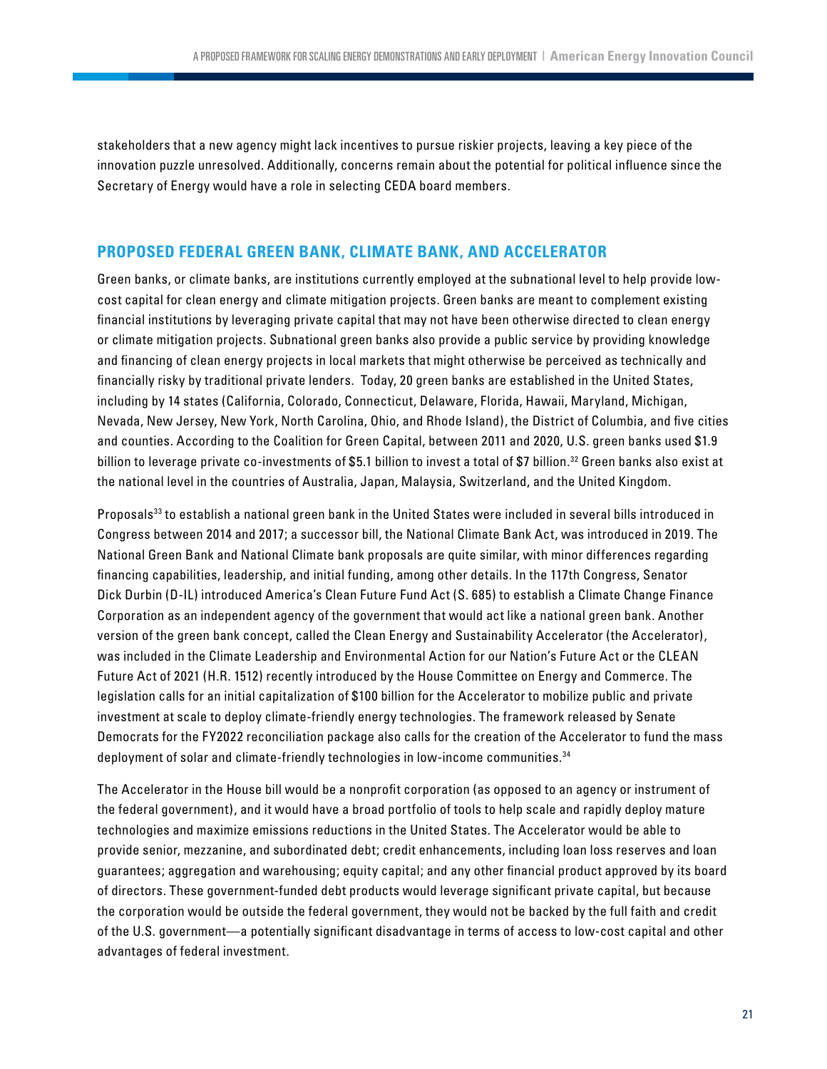stakeholders that a new agency might lack incentives to pursue riskier projects, leaving a key piece of the innovation puzzle unresolved. Additionally, concerns remain about the potential for political influence since the Secretary of Energy would have a role in selecting CEDA board members.

## PROPOSED FEDERAL GREEN BANK, CLIMATE BANK, AND ACCELERATOR

Green banks, or climate banks, are institutions currently employed at the subnational level to help provide low-cost capital for clean energy and climate mitigation projects. Green banks are meant to complement existing financial institutions by leveraging private capital that may not have been otherwise directed to clean energy or climate mitigation projects. Subnational green banks also provide a public service by providing knowledge and financing of clean energy projects in local markets that might otherwise be perceived as technically and financially risky by traditional private lenders. Today, 20 green banks are established in the United States, including by 14 states (California, Colorado, Connecticut, Delaware, Florida, Hawaii, Maryland, Michigan, Nevada, New Jersey, New York, North Carolina, Ohio, and Rhode Island), the District of Columbia, and five cities and counties. According to the Coalition for Green Capital, between 2011 and 2020, U.S. green banks used $1.9 billion to leverage private co-investments of $5.1 billion to invest a total of $7 billion.[32] Green banks also exist at the national level in the countries of Australia, Japan, Malaysia, Switzerland, and the United Kingdom.

Proposals[33] to establish a national green bank in the United States were included in several bills introduced in Congress between 2014 and 2017; a successor bill, the National Climate Bank Act, was introduced in 2019. The National Green Bank and National Climate bank proposals are quite similar, with minor differences regarding financing capabilities, leadership, and initial funding, among other details. In the 117th Congress, Senator Dick Durbin (D-IL) introduced America's Clean Future Fund Act (S. 685) to establish a Climate Change Finance Corporation as an independent agency of the government that would act like a national green bank. Another version of the green bank concept, called the Clean Energy and Sustainability Accelerator (the Accelerator), was included in the Climate Leadership and Environmental Action for our Nation's Future Act or the CLEAN Future Act of 2021 (H.R. 1512) recently introduced by the House Committee on Energy and Commerce. The legislation calls for an initial capitalization of $100 billion for the Accelerator to mobilize public and private investment at scale to deploy climate-friendly energy technologies. The framework released by Senate Democrats for the FY2022 reconciliation package also calls for the creation of the Accelerator to fund the mass deployment of solar and climate-friendly technologies in low-income communities.[34]

The Accelerator in the House bill would be a nonprofit corporation (as opposed to an agency or instrument of the federal government), and it would have a broad portfolio of tools to help scale and rapidly deploy mature technologies and maximize emissions reductions in the United States. The Accelerator would be able to provide senior, mezzanine, and subordinated debt; credit enhancements, including loan loss reserves and loan guarantees; aggregation and warehousing; equity capital; and any other financial product approved by its board of directors. These government-funded debt products would leverage significant private capital, but because the corporation would be outside the federal government, they would not be backed by the full faith and credit of the U.S. government—a potentially significant disadvantage in terms of access to low-cost capital and other advantages of federal investment.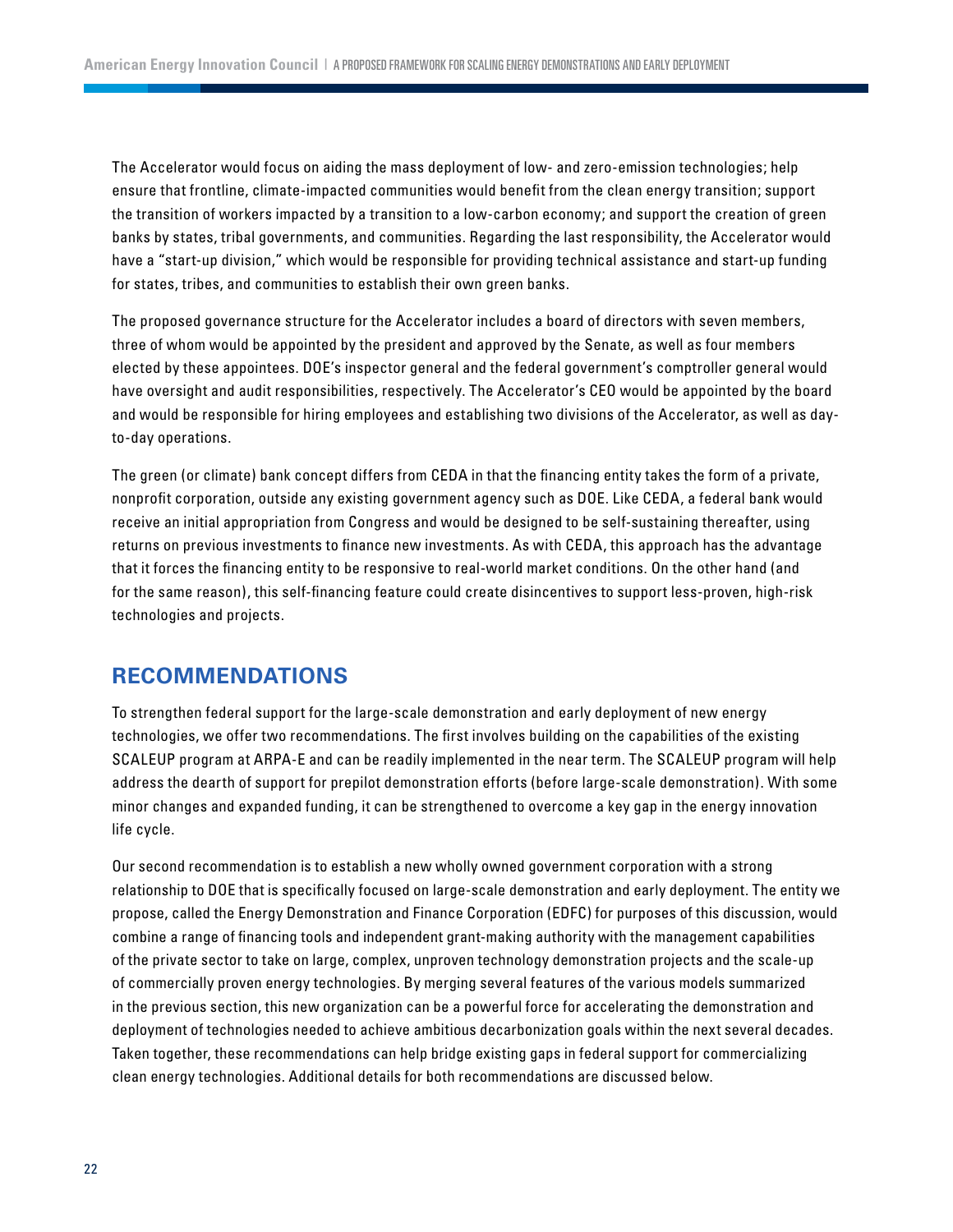The Accelerator would focus on aiding the mass deployment of low- and zero-emission technologies; help ensure that frontline, climate-impacted communities would benefit from the clean energy transition; support the transition of workers impacted by a transition to a low-carbon economy; and support the creation of green banks by states, tribal governments, and communities. Regarding the last responsibility, the Accelerator would have a "start-up division," which would be responsible for providing technical assistance and start-up funding for states, tribes, and communities to establish their own green banks.

The proposed governance structure for the Accelerator includes a board of directors with seven members, three of whom would be appointed by the president and approved by the Senate, as well as four members elected by these appointees. DOE's inspector general and the federal government's comptroller general would have oversight and audit responsibilities, respectively. The Accelerator's CEO would be appointed by the board and would be responsible for hiring employees and establishing two divisions of the Accelerator, as well as day-to-day operations.

The green (or climate) bank concept differs from CEDA in that the financing entity takes the form of a private, nonprofit corporation, outside any existing government agency such as DOE. Like CEDA, a federal bank would receive an initial appropriation from Congress and would be designed to be self-sustaining thereafter, using returns on previous investments to finance new investments. As with CEDA, this approach has the advantage that it forces the financing entity to be responsive to real-world market conditions. On the other hand (and for the same reason), this self-financing feature could create disincentives to support less-proven, high-risk technologies and projects.

## RECOMMENDATIONS

To strengthen federal support for the large-scale demonstration and early deployment of new energy technologies, we offer two recommendations. The first involves building on the capabilities of the existing SCALEUP program at ARPA-E and can be readily implemented in the near term. The SCALEUP program will help address the dearth of support for prepilot demonstration efforts (before large-scale demonstration). With some minor changes and expanded funding, it can be strengthened to overcome a key gap in the energy innovation life cycle.

Our second recommendation is to establish a new wholly owned government corporation with a strong relationship to DOE that is specifically focused on large-scale demonstration and early deployment. The entity we propose, called the Energy Demonstration and Finance Corporation (EDFC) for purposes of this discussion, would combine a range of financing tools and independent grant-making authority with the management capabilities of the private sector to take on large, complex, unproven technology demonstration projects and the scale-up of commercially proven energy technologies. By merging several features of the various models summarized in the previous section, this new organization can be a powerful force for accelerating the demonstration and deployment of technologies needed to achieve ambitious decarbonization goals within the next several decades. Taken together, these recommendations can help bridge existing gaps in federal support for commercializing clean energy technologies. Additional details for both recommendations are discussed below.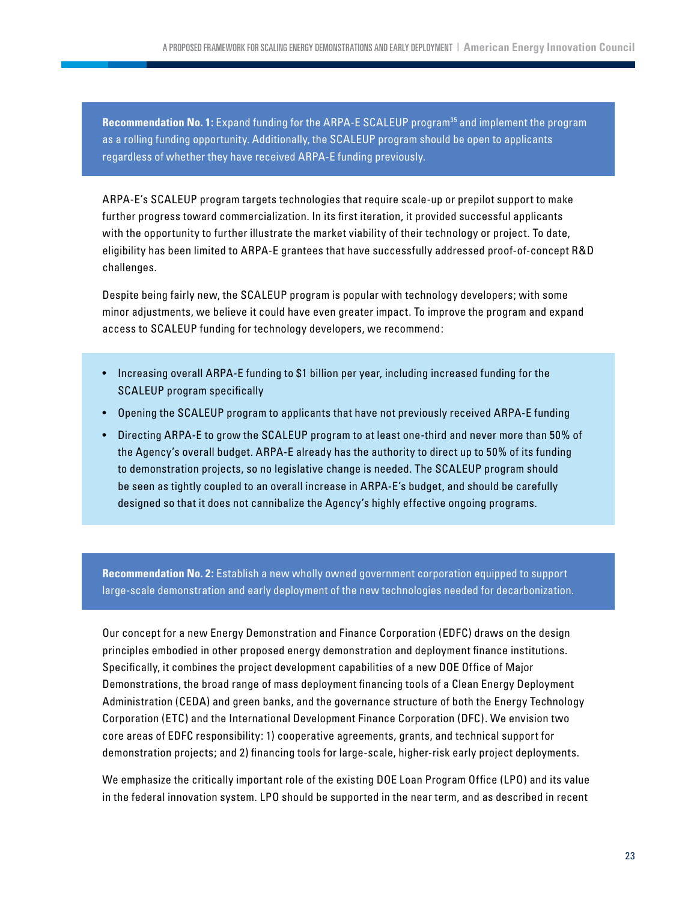**Recommendation No. 1:** Expand funding for the ARPA-E SCALEUP program[35] and implement the program as a rolling funding opportunity. Additionally, the SCALEUP program should be open to applicants regardless of whether they have received ARPA-E funding previously.

ARPA-E's SCALEUP program targets technologies that require scale-up or prepilot support to make further progress toward commercialization. In its first iteration, it provided successful applicants with the opportunity to further illustrate the market viability of their technology or project. To date, eligibility has been limited to ARPA-E grantees that have successfully addressed proof-of-concept R&D challenges.

Despite being fairly new, the SCALEUP program is popular with technology developers; with some minor adjustments, we believe it could have even greater impact. To improve the program and expand access to SCALEUP funding for technology developers, we recommend:

- Increasing overall ARPA-E funding to $1 billion per year, including increased funding for the SCALEUP program specifically
- Opening the SCALEUP program to applicants that have not previously received ARPA-E funding
- Directing ARPA-E to grow the SCALEUP program to at least one-third and never more than 50% of the Agency's overall budget. ARPA-E already has the authority to direct up to 50% of its funding to demonstration projects, so no legislative change is needed. The SCALEUP program should be seen as tightly coupled to an overall increase in ARPA-E's budget, and should be carefully designed so that it does not cannibalize the Agency's highly effective ongoing programs.

**Recommendation No. 2:** Establish a new wholly owned government corporation equipped to support large-scale demonstration and early deployment of the new technologies needed for decarbonization.

Our concept for a new Energy Demonstration and Finance Corporation (EDFC) draws on the design principles embodied in other proposed energy demonstration and deployment finance institutions. Specifically, it combines the project development capabilities of a new DOE Office of Major Demonstrations, the broad range of mass deployment financing tools of a Clean Energy Deployment Administration (CEDA) and green banks, and the governance structure of both the Energy Technology Corporation (ETC) and the International Development Finance Corporation (DFC). We envision two core areas of EDFC responsibility: 1) cooperative agreements, grants, and technical support for demonstration projects; and 2) financing tools for large-scale, higher-risk early project deployments.

We emphasize the critically important role of the existing DOE Loan Program Office (LPO) and its value in the federal innovation system. LPO should be supported in the near term, and as described in recent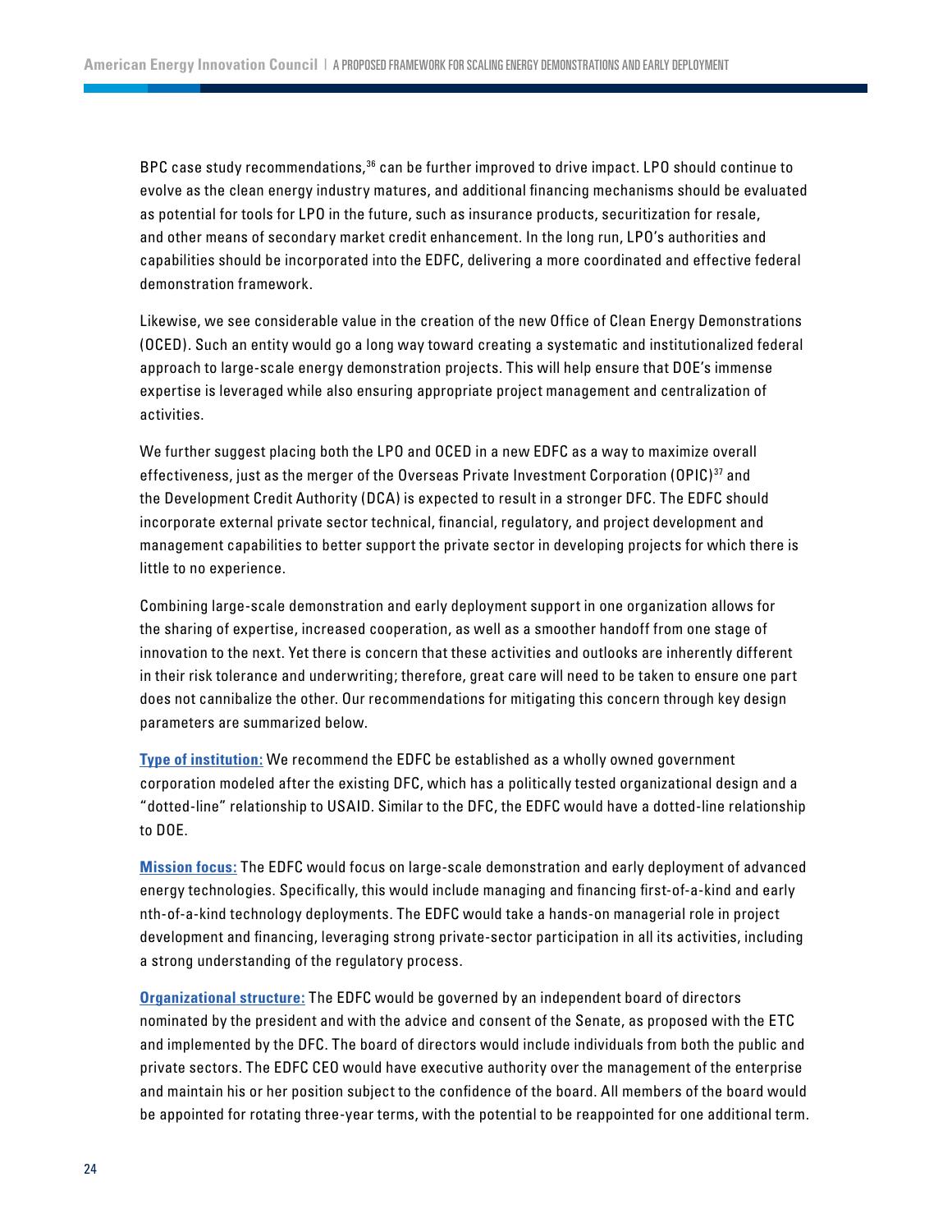BPC case study recommendations,[36] can be further improved to drive impact. LPO should continue to evolve as the clean energy industry matures, and additional financing mechanisms should be evaluated as potential for tools for LPO in the future, such as insurance products, securitization for resale, and other means of secondary market credit enhancement. In the long run, LPO's authorities and capabilities should be incorporated into the EDFC, delivering a more coordinated and effective federal demonstration framework.

Likewise, we see considerable value in the creation of the new Office of Clean Energy Demonstrations (OCED). Such an entity would go a long way toward creating a systematic and institutionalized federal approach to large-scale energy demonstration projects. This will help ensure that DOE's immense expertise is leveraged while also ensuring appropriate project management and centralization of activities.

We further suggest placing both the LPO and OCED in a new EDFC as a way to maximize overall effectiveness, just as the merger of the Overseas Private Investment Corporation (OPIC)[37] and the Development Credit Authority (DCA) is expected to result in a stronger DFC. The EDFC should incorporate external private sector technical, financial, regulatory, and project development and management capabilities to better support the private sector in developing projects for which there is little to no experience.

Combining large-scale demonstration and early deployment support in one organization allows for the sharing of expertise, increased cooperation, as well as a smoother handoff from one stage of innovation to the next. Yet there is concern that these activities and outlooks are inherently different in their risk tolerance and underwriting; therefore, great care will need to be taken to ensure one part does not cannibalize the other. Our recommendations for mitigating this concern through key design parameters are summarized below.

**Type of institution:** We recommend the EDFC be established as a wholly owned government corporation modeled after the existing DFC, which has a politically tested organizational design and a "dotted-line" relationship to USAID. Similar to the DFC, the EDFC would have a dotted-line relationship to DOE.

**Mission focus:** The EDFC would focus on large-scale demonstration and early deployment of advanced energy technologies. Specifically, this would include managing and financing first-of-a-kind and early nth-of-a-kind technology deployments. The EDFC would take a hands-on managerial role in project development and financing, leveraging strong private-sector participation in all its activities, including a strong understanding of the regulatory process.

**Organizational structure:** The EDFC would be governed by an independent board of directors nominated by the president and with the advice and consent of the Senate, as proposed with the ETC and implemented by the DFC. The board of directors would include individuals from both the public and private sectors. The EDFC CEO would have executive authority over the management of the enterprise and maintain his or her position subject to the confidence of the board. All members of the board would be appointed for rotating three-year terms, with the potential to be reappointed for one additional term.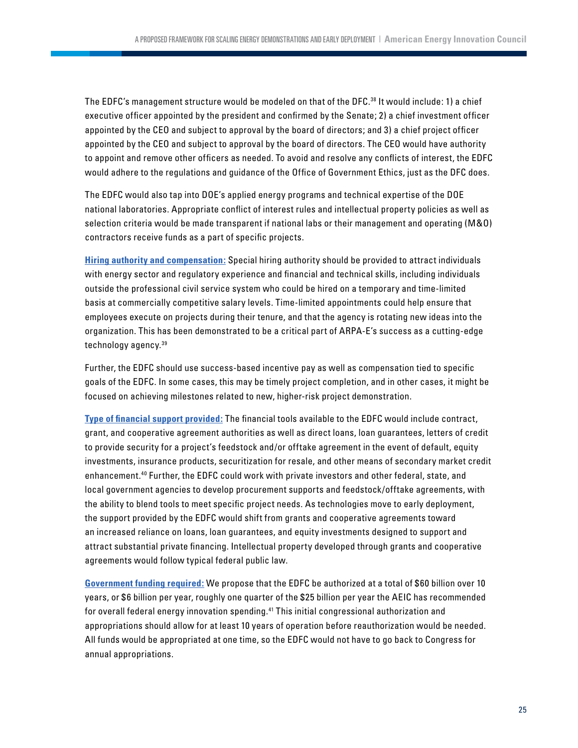The EDFC's management structure would be modeled on that of the DFC.[38] It would include: 1) a chief executive officer appointed by the president and confirmed by the Senate; 2) a chief investment officer appointed by the CEO and subject to approval by the board of directors; and 3) a chief project officer appointed by the CEO and subject to approval by the board of directors. The CEO would have authority to appoint and remove other officers as needed. To avoid and resolve any conflicts of interest, the EDFC would adhere to the regulations and guidance of the Office of Government Ethics, just as the DFC does.

The EDFC would also tap into DOE's applied energy programs and technical expertise of the DOE national laboratories. Appropriate conflict of interest rules and intellectual property policies as well as selection criteria would be made transparent if national labs or their management and operating (M&O) contractors receive funds as a part of specific projects.

**Hiring authority and compensation:** Special hiring authority should be provided to attract individuals with energy sector and regulatory experience and financial and technical skills, including individuals outside the professional civil service system who could be hired on a temporary and time-limited basis at commercially competitive salary levels. Time-limited appointments could help ensure that employees execute on projects during their tenure, and that the agency is rotating new ideas into the organization. This has been demonstrated to be a critical part of ARPA-E's success as a cutting-edge technology agency.[39]

Further, the EDFC should use success-based incentive pay as well as compensation tied to specific goals of the EDFC. In some cases, this may be timely project completion, and in other cases, it might be focused on achieving milestones related to new, higher-risk project demonstration.

**Type of financial support provided:** The financial tools available to the EDFC would include contract, grant, and cooperative agreement authorities as well as direct loans, loan guarantees, letters of credit to provide security for a project's feedstock and/or offtake agreement in the event of default, equity investments, insurance products, securitization for resale, and other means of secondary market credit enhancement.[40] Further, the EDFC could work with private investors and other federal, state, and local government agencies to develop procurement supports and feedstock/offtake agreements, with the ability to blend tools to meet specific project needs. As technologies move to early deployment, the support provided by the EDFC would shift from grants and cooperative agreements toward an increased reliance on loans, loan guarantees, and equity investments designed to support and attract substantial private financing. Intellectual property developed through grants and cooperative agreements would follow typical federal public law.

**Government funding required:** We propose that the EDFC be authorized at a total of $60 billion over 10 years, or $6 billion per year, roughly one quarter of the $25 billion per year the AEIC has recommended for overall federal energy innovation spending.[41] This initial congressional authorization and appropriations should allow for at least 10 years of operation before reauthorization would be needed. All funds would be appropriated at one time, so the EDFC would not have to go back to Congress for annual appropriations.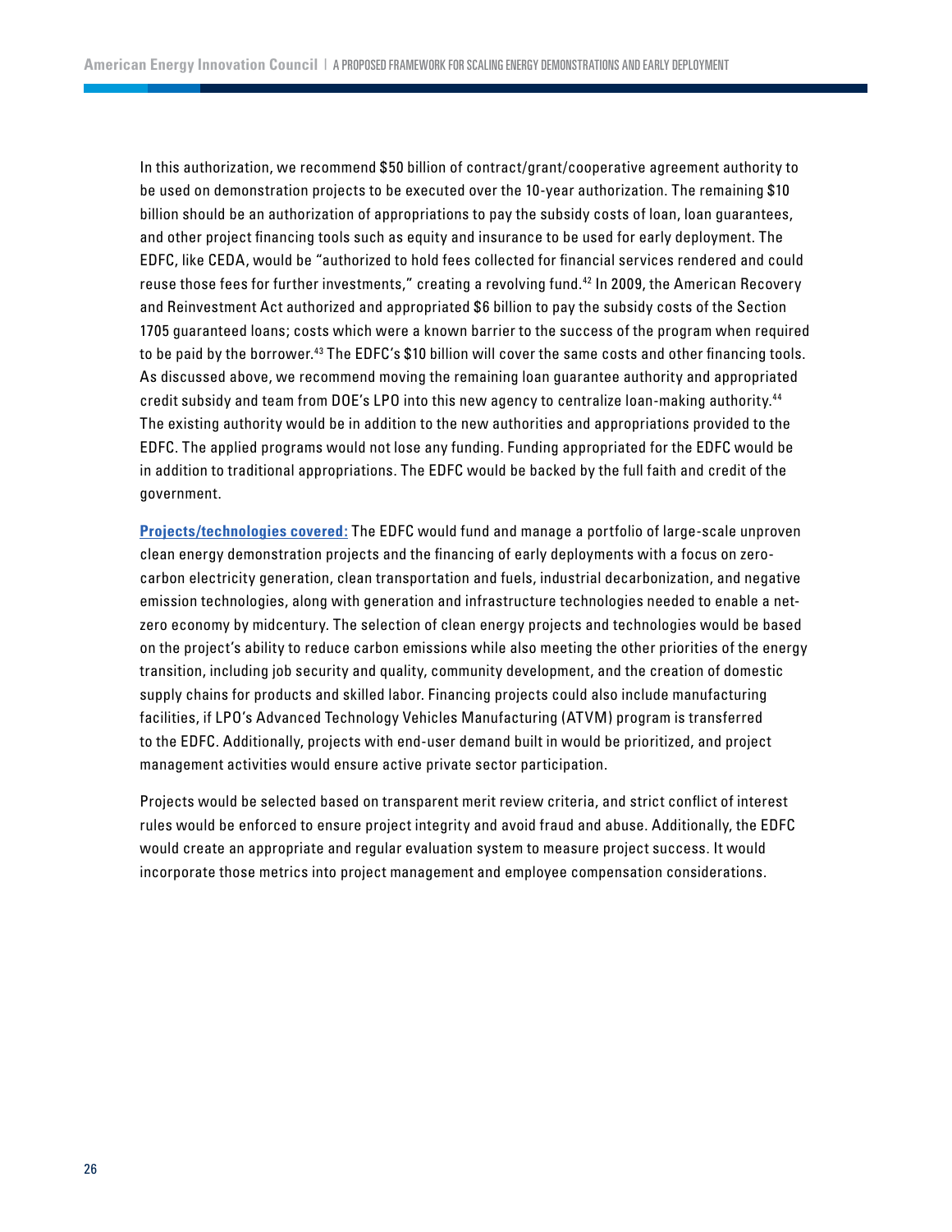In this authorization, we recommend $50 billion of contract/grant/cooperative agreement authority to be used on demonstration projects to be executed over the 10-year authorization. The remaining $10 billion should be an authorization of appropriations to pay the subsidy costs of loan, loan guarantees, and other project financing tools such as equity and insurance to be used for early deployment. The EDFC, like CEDA, would be "authorized to hold fees collected for financial services rendered and could reuse those fees for further investments," creating a revolving fund.[42] In 2009, the American Recovery and Reinvestment Act authorized and appropriated $6 billion to pay the subsidy costs of the Section 1705 guaranteed loans; costs which were a known barrier to the success of the program when required to be paid by the borrower.[43] The EDFC's $10 billion will cover the same costs and other financing tools. As discussed above, we recommend moving the remaining loan guarantee authority and appropriated credit subsidy and team from DOE's LPO into this new agency to centralize loan-making authority.[44] The existing authority would be in addition to the new authorities and appropriations provided to the EDFC. The applied programs would not lose any funding. Funding appropriated for the EDFC would be in addition to traditional appropriations. The EDFC would be backed by the full faith and credit of the government.

**Projects/technologies covered:** The EDFC would fund and manage a portfolio of large-scale unproven clean energy demonstration projects and the financing of early deployments with a focus on zero-carbon electricity generation, clean transportation and fuels, industrial decarbonization, and negative emission technologies, along with generation and infrastructure technologies needed to enable a net-zero economy by midcentury. The selection of clean energy projects and technologies would be based on the project's ability to reduce carbon emissions while also meeting the other priorities of the energy transition, including job security and quality, community development, and the creation of domestic supply chains for products and skilled labor. Financing projects could also include manufacturing facilities, if LPO's Advanced Technology Vehicles Manufacturing (ATVM) program is transferred to the EDFC. Additionally, projects with end-user demand built in would be prioritized, and project management activities would ensure active private sector participation.

Projects would be selected based on transparent merit review criteria, and strict conflict of interest rules would be enforced to ensure project integrity and avoid fraud and abuse. Additionally, the EDFC would create an appropriate and regular evaluation system to measure project success. It would incorporate those metrics into project management and employee compensation considerations.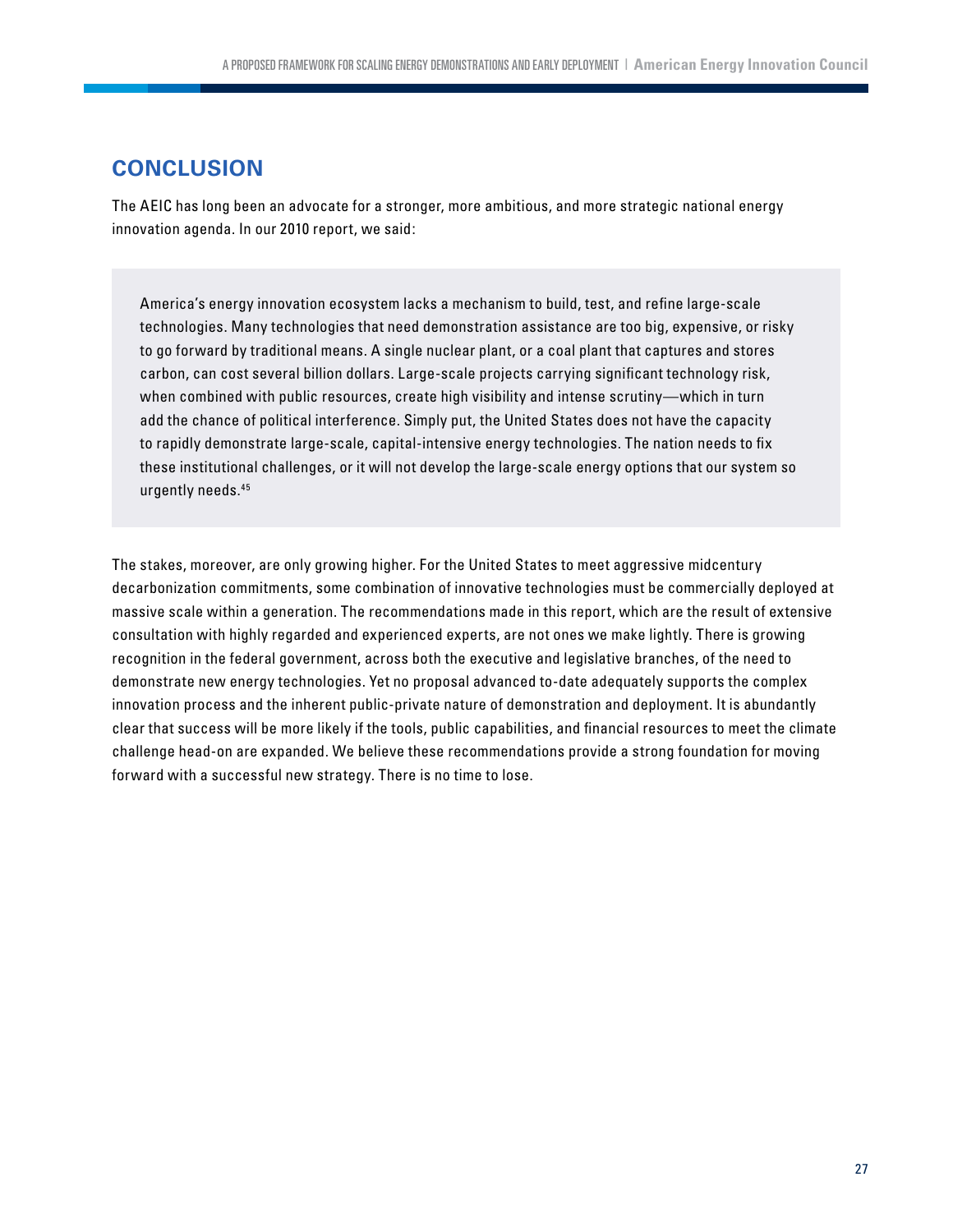## CONCLUSION

The AEIC has long been an advocate for a stronger, more ambitious, and more strategic national energy innovation agenda. In our 2010 report, we said:

> America's energy innovation ecosystem lacks a mechanism to build, test, and refine large-scale technologies. Many technologies that need demonstration assistance are too big, expensive, or risky to go forward by traditional means. A single nuclear plant, or a coal plant that captures and stores carbon, can cost several billion dollars. Large-scale projects carrying significant technology risk, when combined with public resources, create high visibility and intense scrutiny—which in turn add the chance of political interference. Simply put, the United States does not have the capacity to rapidly demonstrate large-scale, capital-intensive energy technologies. The nation needs to fix these institutional challenges, or it will not develop the large-scale energy options that our system so urgently needs.[45]

The stakes, moreover, are only growing higher. For the United States to meet aggressive midcentury decarbonization commitments, some combination of innovative technologies must be commercially deployed at massive scale within a generation. The recommendations made in this report, which are the result of extensive consultation with highly regarded and experienced experts, are not ones we make lightly. There is growing recognition in the federal government, across both the executive and legislative branches, of the need to demonstrate new energy technologies. Yet no proposal advanced to-date adequately supports the complex innovation process and the inherent public-private nature of demonstration and deployment. It is abundantly clear that success will be more likely if the tools, public capabilities, and financial resources to meet the climate challenge head-on are expanded. We believe these recommendations provide a strong foundation for moving forward with a successful new strategy. There is no time to lose.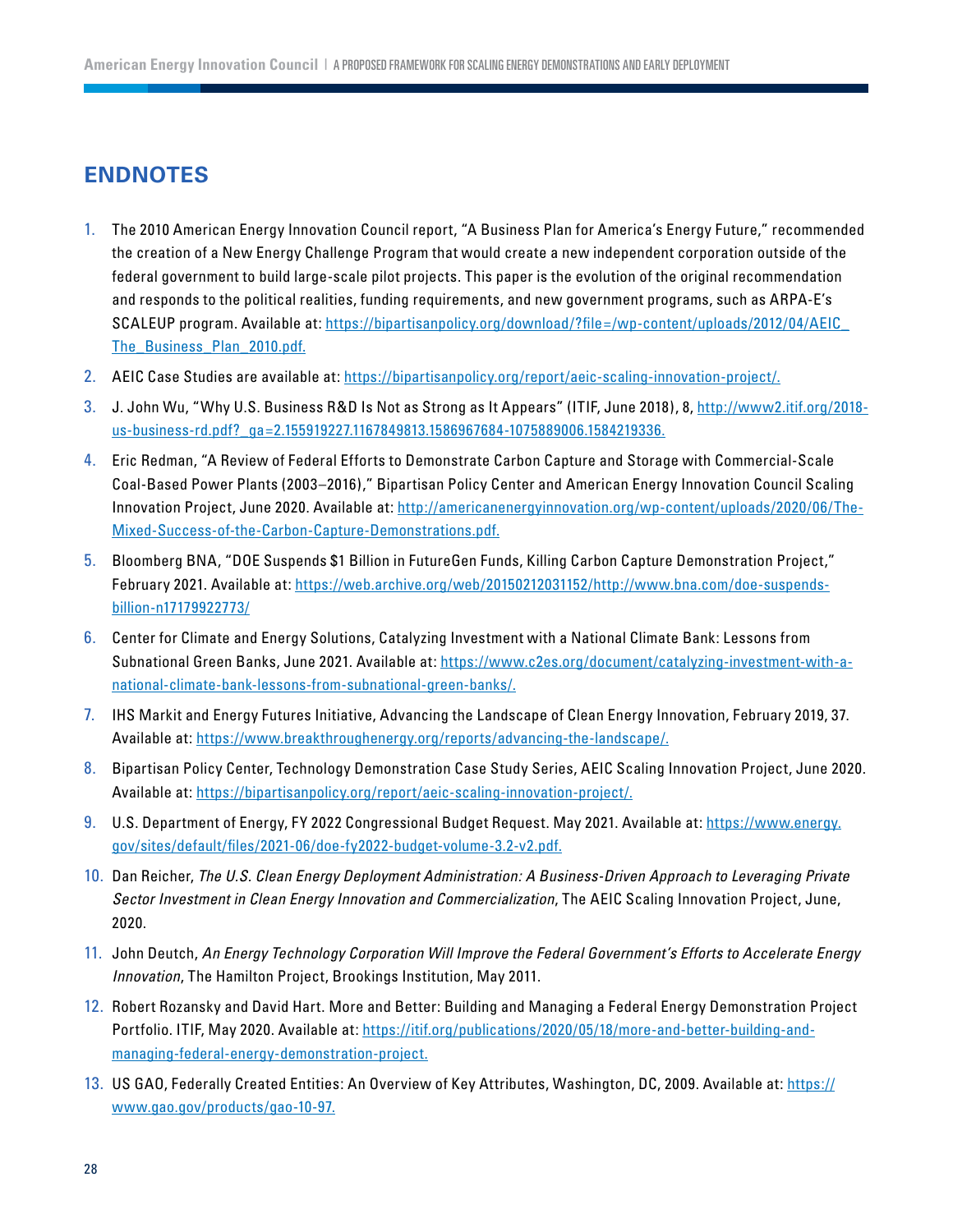## ENDNOTES

1. The 2010 American Energy Innovation Council report, "A Business Plan for America's Energy Future," recommended the creation of a New Energy Challenge Program that would create a new independent corporation outside of the federal government to build large-scale pilot projects. This paper is the evolution of the original recommendation and responds to the political realities, funding requirements, and new government programs, such as ARPA-E's SCALEUP program. Available at: https://bipartisanpolicy.org/download/?file=/wp-content/uploads/2012/04/AEIC_The_Business_Plan_2010.pdf.
2. AEIC Case Studies are available at: https://bipartisanpolicy.org/report/aeic-scaling-innovation-project/.
3. J. John Wu, "Why U.S. Business R&D Is Not as Strong as It Appears" (ITIF, June 2018), 8, http://www2.itif.org/2018-us-business-rd.pdf?_ga=2.155919227.1167849813.1586967684-1075889006.1584219336.
4. Eric Redman, "A Review of Federal Efforts to Demonstrate Carbon Capture and Storage with Commercial-Scale Coal-Based Power Plants (2003–2016)," Bipartisan Policy Center and American Energy Innovation Council Scaling Innovation Project, June 2020. Available at: http://americanenergyinnovation.org/wp-content/uploads/2020/06/The-Mixed-Success-of-the-Carbon-Capture-Demonstrations.pdf.
5. Bloomberg BNA, "DOE Suspends $1 Billion in FutureGen Funds, Killing Carbon Capture Demonstration Project," February 2021. Available at: https://web.archive.org/web/20150212031152/http://www.bna.com/doe-suspends-billion-n17179922773/
6. Center for Climate and Energy Solutions, Catalyzing Investment with a National Climate Bank: Lessons from Subnational Green Banks, June 2021. Available at: https://www.c2es.org/document/catalyzing-investment-with-a-national-climate-bank-lessons-from-subnational-green-banks/.
7. IHS Markit and Energy Futures Initiative, Advancing the Landscape of Clean Energy Innovation, February 2019, 37. Available at: https://www.breakthroughenergy.org/reports/advancing-the-landscape/.
8. Bipartisan Policy Center, Technology Demonstration Case Study Series, AEIC Scaling Innovation Project, June 2020. Available at: https://bipartisanpolicy.org/report/aeic-scaling-innovation-project/.
9. U.S. Department of Energy, FY 2022 Congressional Budget Request. May 2021. Available at: https://www.energy.gov/sites/default/files/2021-06/doe-fy2022-budget-volume-3.2-v2.pdf.
10. Dan Reicher, *The U.S. Clean Energy Deployment Administration: A Business-Driven Approach to Leveraging Private Sector Investment in Clean Energy Innovation and Commercialization*, The AEIC Scaling Innovation Project, June, 2020.
11. John Deutch, *An Energy Technology Corporation Will Improve the Federal Government's Efforts to Accelerate Energy Innovation*, The Hamilton Project, Brookings Institution, May 2011.
12. Robert Rozansky and David Hart. More and Better: Building and Managing a Federal Energy Demonstration Project Portfolio. ITIF, May 2020. Available at: https://itif.org/publications/2020/05/18/more-and-better-building-and-managing-federal-energy-demonstration-project.
13. US GAO, Federally Created Entities: An Overview of Key Attributes, Washington, DC, 2009. Available at: https://www.gao.gov/products/gao-10-97.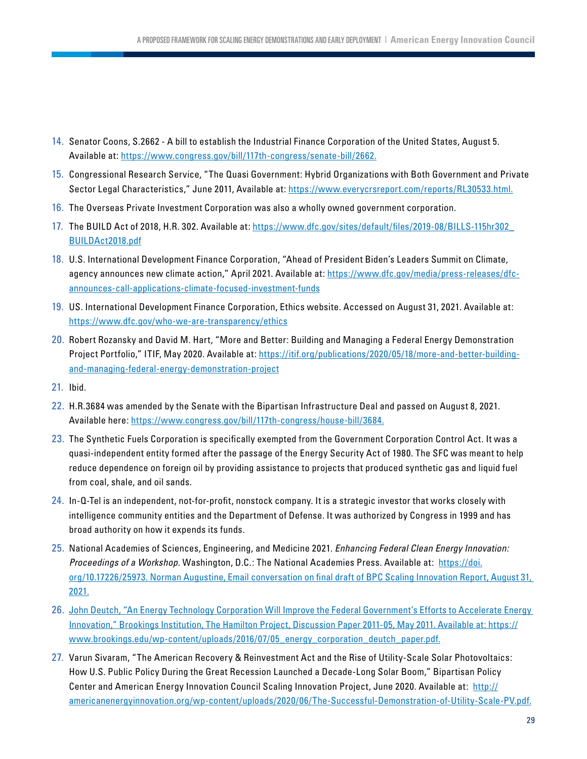14. Senator Coons, S.2662 - A bill to establish the Industrial Finance Corporation of the United States, August 5. Available at: https://www.congress.gov/bill/117th-congress/senate-bill/2662.
15. Congressional Research Service, “The Quasi Government: Hybrid Organizations with Both Government and Private Sector Legal Characteristics,” June 2011, Available at: https://www.everycrsreport.com/reports/RL30533.html.
16. The Overseas Private Investment Corporation was also a wholly owned government corporation.
17. The BUILD Act of 2018, H.R. 302. Available at: https://www.dfc.gov/sites/default/files/2019-08/BILLS-115hr302_BUILDAct2018.pdf
18. U.S. International Development Finance Corporation, “Ahead of President Biden’s Leaders Summit on Climate, agency announces new climate action,” April 2021. Available at: https://www.dfc.gov/media/press-releases/dfc-announces-call-applications-climate-focused-investment-funds
19. US. International Development Finance Corporation, Ethics website. Accessed on August 31, 2021. Available at: https://www.dfc.gov/who-we-are-transparency/ethics
20. Robert Rozansky and David M. Hart, “More and Better: Building and Managing a Federal Energy Demonstration Project Portfolio,” ITIF, May 2020. Available at: https://itif.org/publications/2020/05/18/more-and-better-building-and-managing-federal-energy-demonstration-project
21. Ibid.
22. H.R.3684 was amended by the Senate with the Bipartisan Infrastructure Deal and passed on August 8, 2021. Available here: https://www.congress.gov/bill/117th-congress/house-bill/3684.
23. The Synthetic Fuels Corporation is specifically exempted from the Government Corporation Control Act. It was a quasi-independent entity formed after the passage of the Energy Security Act of 1980. The SFC was meant to help reduce dependence on foreign oil by providing assistance to projects that produced synthetic gas and liquid fuel from coal, shale, and oil sands.
24. In-Q-Tel is an independent, not-for-profit, nonstock company. It is a strategic investor that works closely with intelligence community entities and the Department of Defense. It was authorized by Congress in 1999 and has broad authority on how it expends its funds.
25. National Academies of Sciences, Engineering, and Medicine 2021. *Enhancing Federal Clean Energy Innovation: Proceedings of a Workshop*. Washington, D.C.: The National Academies Press. Available at: https://doi.org/10.17226/25973. Norman Augustine, Email conversation on final draft of BPC Scaling Innovation Report, August 31, 2021.
26. John Deutch, “An Energy Technology Corporation Will Improve the Federal Government’s Efforts to Accelerate Energy Innovation,” Brookings Institution, The Hamilton Project, Discussion Paper 2011-05, May 2011. Available at: https://www.brookings.edu/wp-content/uploads/2016/07/05_energy_corporation_deutch_paper.pdf.
27. Varun Sivaram, “The American Recovery & Reinvestment Act and the Rise of Utility-Scale Solar Photovoltaics: How U.S. Public Policy During the Great Recession Launched a Decade-Long Solar Boom,” Bipartisan Policy Center and American Energy Innovation Council Scaling Innovation Project, June 2020. Available at: http://americanenergyinnovation.org/wp-content/uploads/2020/06/The-Successful-Demonstration-of-Utility-Scale-PV.pdf.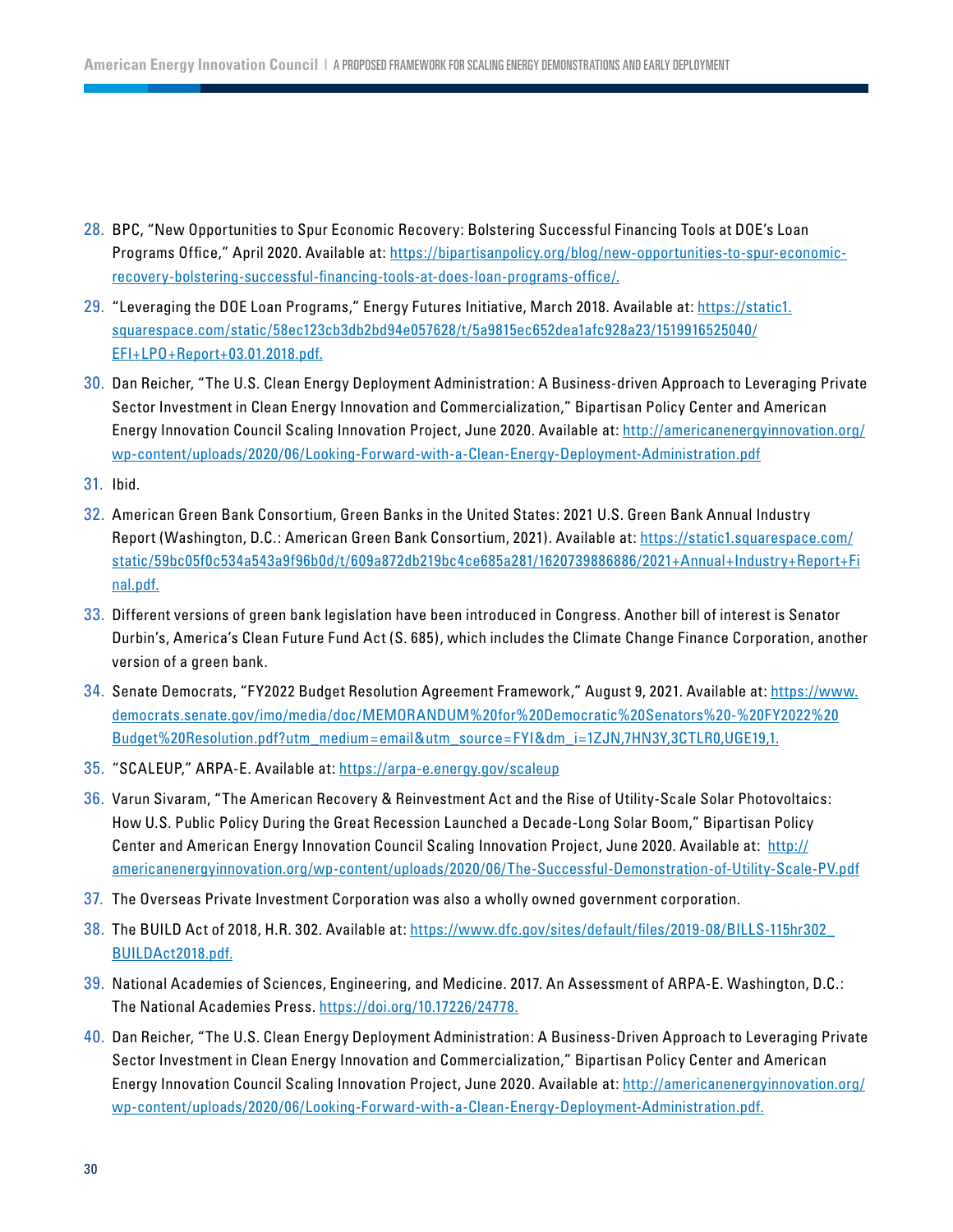28. BPC, "New Opportunities to Spur Economic Recovery: Bolstering Successful Financing Tools at DOE's Loan Programs Office," April 2020. Available at: https://bipartisanpolicy.org/blog/new-opportunities-to-spur-economic-recovery-bolstering-successful-financing-tools-at-does-loan-programs-office/.
29. "Leveraging the DOE Loan Programs," Energy Futures Initiative, March 2018. Available at: https://static1.squarespace.com/static/58ec123cb3db2bd94e057628/t/5a9815ec652dea1afc928a23/1519916525040/EFI+LPO+Report+03.01.2018.pdf.
30. Dan Reicher, "The U.S. Clean Energy Deployment Administration: A Business-driven Approach to Leveraging Private Sector Investment in Clean Energy Innovation and Commercialization," Bipartisan Policy Center and American Energy Innovation Council Scaling Innovation Project, June 2020. Available at: http://americanenergyinnovation.org/wp-content/uploads/2020/06/Looking-Forward-with-a-Clean-Energy-Deployment-Administration.pdf
31. Ibid.
32. American Green Bank Consortium, Green Banks in the United States: 2021 U.S. Green Bank Annual Industry Report (Washington, D.C.: American Green Bank Consortium, 2021). Available at: https://static1.squarespace.com/static/59bc05f0c534a543a9f96b0d/t/609a872db219bc4ce685a281/1620739886886/2021+Annual+Industry+Report+Final.pdf.
33. Different versions of green bank legislation have been introduced in Congress. Another bill of interest is Senator Durbin's, America's Clean Future Fund Act (S. 685), which includes the Climate Change Finance Corporation, another version of a green bank.
34. Senate Democrats, "FY2022 Budget Resolution Agreement Framework," August 9, 2021. Available at: https://www.democrats.senate.gov/imo/media/doc/MEMORANDUM%20for%20Democratic%20Senators%20-%20FY2022%20Budget%20Resolution.pdf?utm_medium=email&utm_source=FYI&dm_i=1ZJN,7HN3Y,3CTLR0,UGE19,1.
35. "SCALEUP," ARPA-E. Available at: https://arpa-e.energy.gov/scaleup
36. Varun Sivaram, "The American Recovery & Reinvestment Act and the Rise of Utility-Scale Solar Photovoltaics: How U.S. Public Policy During the Great Recession Launched a Decade-Long Solar Boom," Bipartisan Policy Center and American Energy Innovation Council Scaling Innovation Project, June 2020. Available at: http://americanenergyinnovation.org/wp-content/uploads/2020/06/The-Successful-Demonstration-of-Utility-Scale-PV.pdf
37. The Overseas Private Investment Corporation was also a wholly owned government corporation.
38. The BUILD Act of 2018, H.R. 302. Available at: https://www.dfc.gov/sites/default/files/2019-08/BILLS-115hr302_BUILDAct2018.pdf.
39. National Academies of Sciences, Engineering, and Medicine. 2017. An Assessment of ARPA-E. Washington, D.C.: The National Academies Press. https://doi.org/10.17226/24778.
40. Dan Reicher, "The U.S. Clean Energy Deployment Administration: A Business-Driven Approach to Leveraging Private Sector Investment in Clean Energy Innovation and Commercialization," Bipartisan Policy Center and American Energy Innovation Council Scaling Innovation Project, June 2020. Available at: http://americanenergyinnovation.org/wp-content/uploads/2020/06/Looking-Forward-with-a-Clean-Energy-Deployment-Administration.pdf.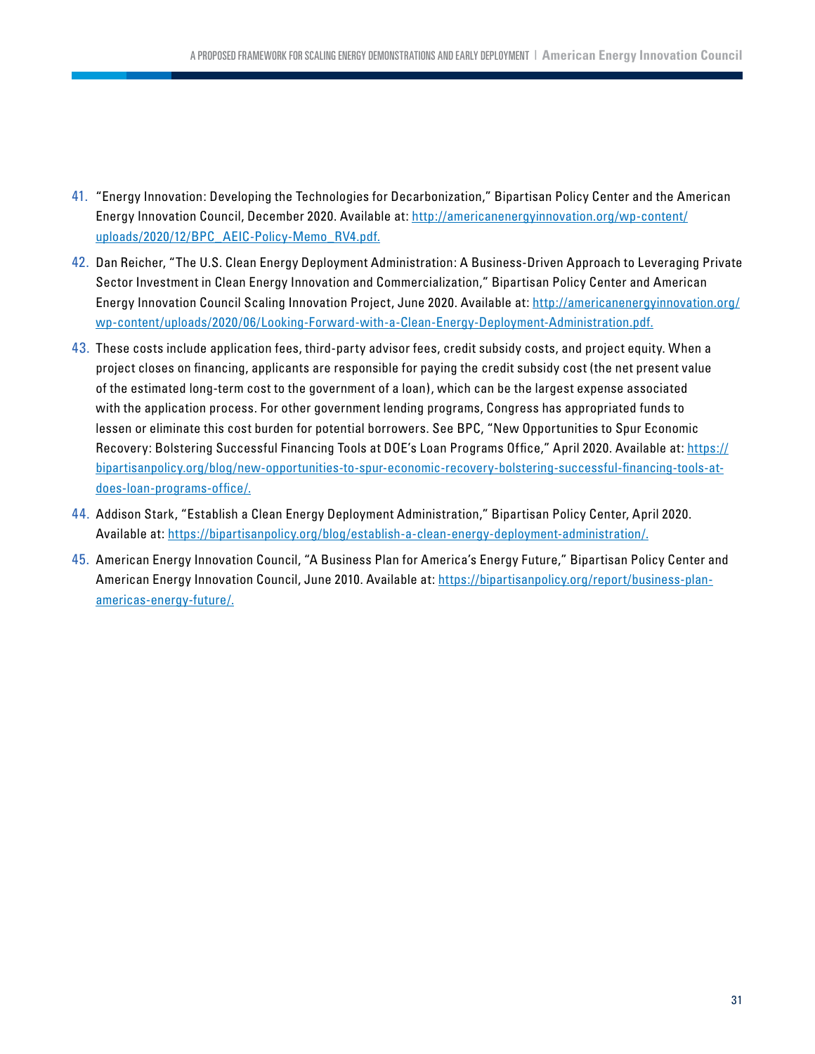41. "Energy Innovation: Developing the Technologies for Decarbonization," Bipartisan Policy Center and the American Energy Innovation Council, December 2020. Available at: http://americanenergyinnovation.org/wp-content/uploads/2020/12/BPC_AEIC-Policy-Memo_RV4.pdf.

42. Dan Reicher, "The U.S. Clean Energy Deployment Administration: A Business-Driven Approach to Leveraging Private Sector Investment in Clean Energy Innovation and Commercialization," Bipartisan Policy Center and American Energy Innovation Council Scaling Innovation Project, June 2020. Available at: http://americanenergyinnovation.org/wp-content/uploads/2020/06/Looking-Forward-with-a-Clean-Energy-Deployment-Administration.pdf.

43. These costs include application fees, third-party advisor fees, credit subsidy costs, and project equity. When a project closes on financing, applicants are responsible for paying the credit subsidy cost (the net present value of the estimated long-term cost to the government of a loan), which can be the largest expense associated with the application process. For other government lending programs, Congress has appropriated funds to lessen or eliminate this cost burden for potential borrowers. See BPC, "New Opportunities to Spur Economic Recovery: Bolstering Successful Financing Tools at DOE's Loan Programs Office," April 2020. Available at: https://bipartisanpolicy.org/blog/new-opportunities-to-spur-economic-recovery-bolstering-successful-financing-tools-at-does-loan-programs-office/.

44. Addison Stark, "Establish a Clean Energy Deployment Administration," Bipartisan Policy Center, April 2020. Available at: https://bipartisanpolicy.org/blog/establish-a-clean-energy-deployment-administration/.

45. American Energy Innovation Council, "A Business Plan for America's Energy Future," Bipartisan Policy Center and American Energy Innovation Council, June 2010. Available at: https://bipartisanpolicy.org/report/business-plan-americas-energy-future/.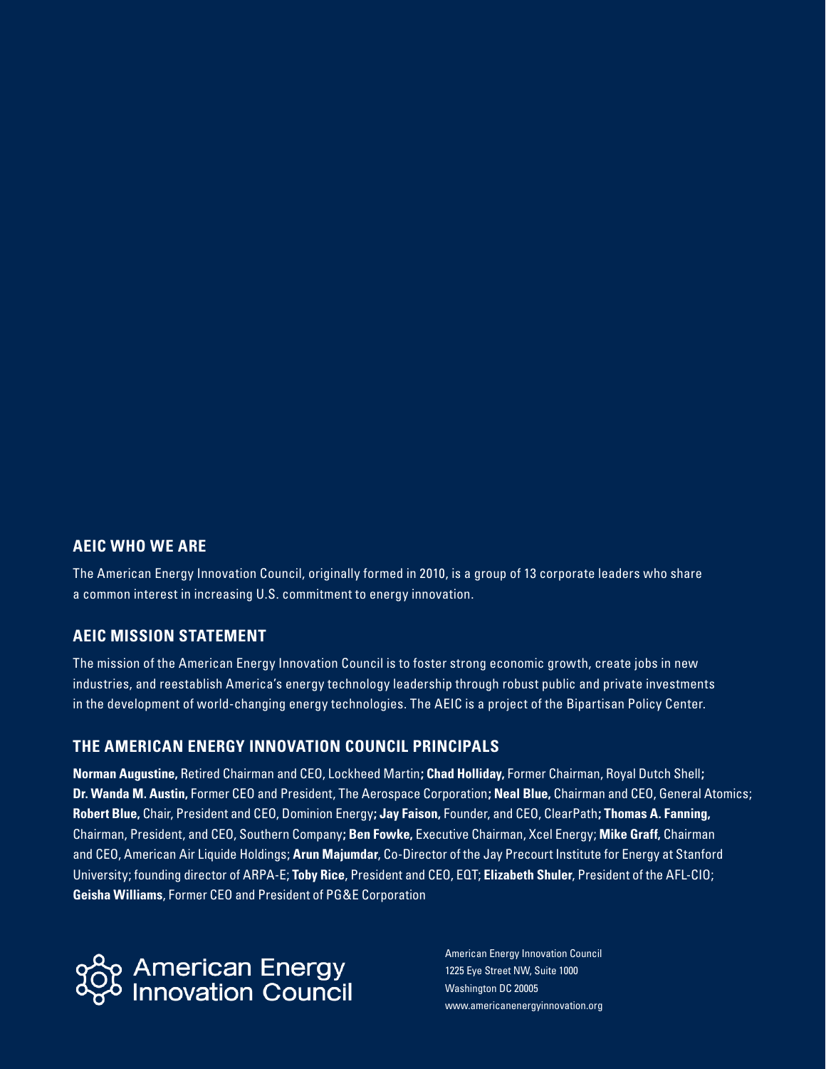## AEIC WHO WE ARE

The American Energy Innovation Council, originally formed in 2010, is a group of 13 corporate leaders who share a common interest in increasing U.S. commitment to energy innovation.

## AEIC MISSION STATEMENT

The mission of the American Energy Innovation Council is to foster strong economic growth, create jobs in new industries, and reestablish America's energy technology leadership through robust public and private investments in the development of world-changing energy technologies. The AEIC is a project of the Bipartisan Policy Center.

## THE AMERICAN ENERGY INNOVATION COUNCIL PRINCIPALS

**Norman Augustine,** Retired Chairman and CEO, Lockheed Martin**; Chad Holliday,** Former Chairman, Royal Dutch Shell**; Dr. Wanda M. Austin,** Former CEO and President, The Aerospace Corporation**; Neal Blue,** Chairman and CEO, General Atomics; **Robert Blue,** Chair, President and CEO, Dominion Energy**; Jay Faison,** Founder, and CEO, ClearPath**; Thomas A. Fanning,** Chairman, President, and CEO, Southern Company**; Ben Fowke,** Executive Chairman, Xcel Energy; **Mike Graff,** Chairman and CEO, American Air Liquide Holdings; **Arun Majumdar**, Co-Director of the Jay Precourt Institute for Energy at Stanford University; founding director of ARPA-E; **Toby Rice**, President and CEO, EQT; **Elizabeth Shuler**, President of the AFL-CIO; **Geisha Williams**, Former CEO and President of PG&E Corporation

American Energy Innovation Council

American Energy Innovation Council
1225 Eye Street NW, Suite 1000
Washington DC 20005
www.americanenergyinnovation.org